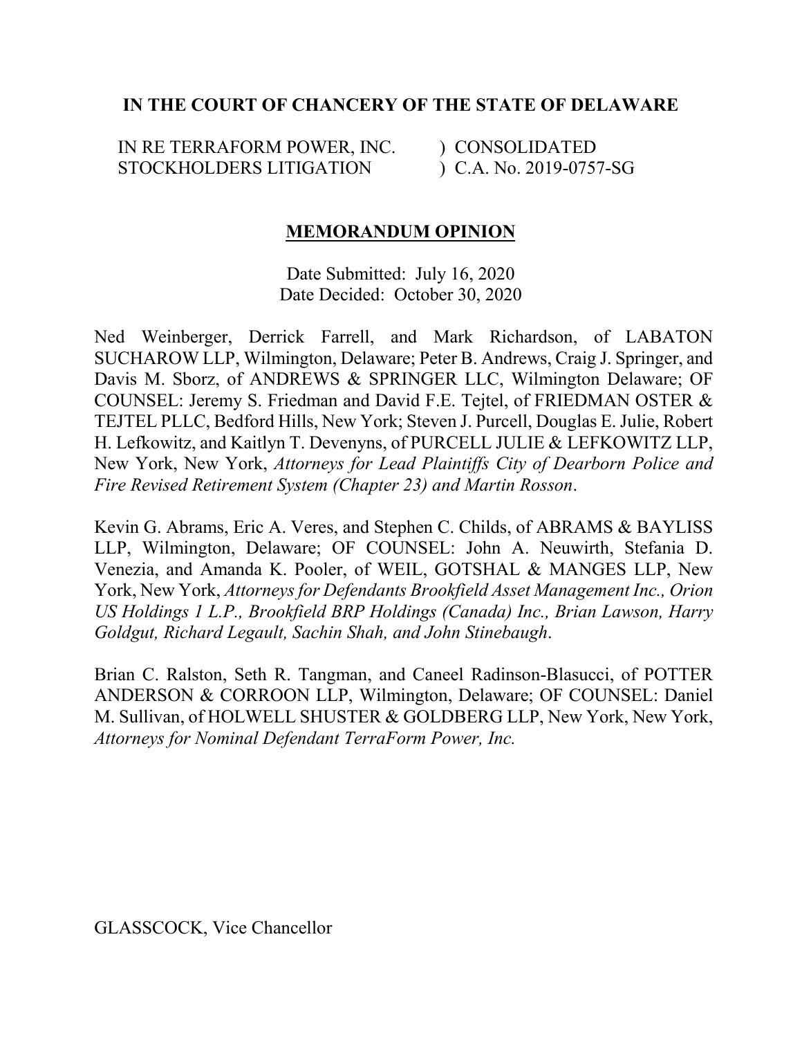**IN THE COURT OF CHANCERY OF THE STATE OF DELAWARE**

IN RE TERRAFORM POWER, INC. STOCKHOLDERS LITIGATION ) CONSOLIDATED ) C.A. No. 2019-0757-SG

**MEMORANDUM OPINION**

Date Submitted: July 16, 2020
Date Decided: October 30, 2020

Ned Weinberger, Derrick Farrell, and Mark Richardson, of LABATON SUCHAROW LLP, Wilmington, Delaware; Peter B. Andrews, Craig J. Springer, and Davis M. Sborz, of ANDREWS & SPRINGER LLC, Wilmington Delaware; OF COUNSEL: Jeremy S. Friedman and David F.E. Tejtel, of FRIEDMAN OSTER & TEJTEL PLLC, Bedford Hills, New York; Steven J. Purcell, Douglas E. Julie, Robert H. Lefkowitz, and Kaitlyn T. Devenyns, of PURCELL JULIE & LEFKOWITZ LLP, New York, New York, *Attorneys for Lead Plaintiffs City of Dearborn Police and Fire Revised Retirement System (Chapter 23) and Martin Rosson*.

Kevin G. Abrams, Eric A. Veres, and Stephen C. Childs, of ABRAMS & BAYLISS LLP, Wilmington, Delaware; OF COUNSEL: John A. Neuwirth, Stefania D. Venezia, and Amanda K. Pooler, of WEIL, GOTSHAL & MANGES LLP, New York, New York, *Attorneys for Defendants Brookfield Asset Management Inc., Orion US Holdings 1 L.P., Brookfield BRP Holdings (Canada) Inc., Brian Lawson, Harry Goldgut, Richard Legault, Sachin Shah, and John Stinebaugh*.

Brian C. Ralston, Seth R. Tangman, and Caneel Radinson-Blasucci, of POTTER ANDERSON & CORROON LLP, Wilmington, Delaware; OF COUNSEL: Daniel M. Sullivan, of HOLWELL SHUSTER & GOLDBERG LLP, New York, New York, *Attorneys for Nominal Defendant TerraForm Power, Inc.*

GLASSCOCK, Vice Chancellor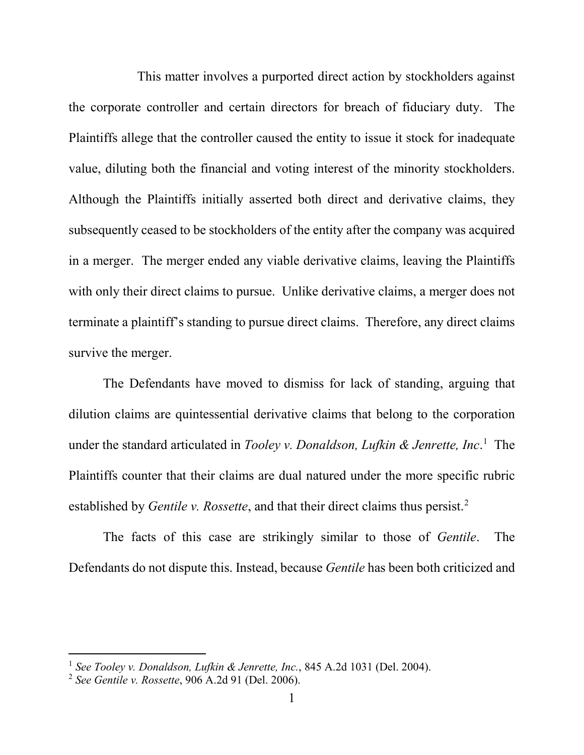This matter involves a purported direct action by stockholders against the corporate controller and certain directors for breach of fiduciary duty. The Plaintiffs allege that the controller caused the entity to issue it stock for inadequate value, diluting both the financial and voting interest of the minority stockholders. Although the Plaintiffs initially asserted both direct and derivative claims, they subsequently ceased to be stockholders of the entity after the company was acquired in a merger. The merger ended any viable derivative claims, leaving the Plaintiffs with only their direct claims to pursue. Unlike derivative claims, a merger does not terminate a plaintiff's standing to pursue direct claims. Therefore, any direct claims survive the merger.

The Defendants have moved to dismiss for lack of standing, arguing that dilution claims are quintessential derivative claims that belong to the corporation under the standard articulated in *Tooley v. Donaldson, Lufkin & Jenrette, Inc*.[1] The Plaintiffs counter that their claims are dual natured under the more specific rubric established by *Gentile v. Rossette*, and that their direct claims thus persist.[2]

The facts of this case are strikingly similar to those of *Gentile*. The Defendants do not dispute this. Instead, because *Gentile* has been both criticized and

---

[1] *See Tooley v. Donaldson, Lufkin & Jenrette, Inc.*, 845 A.2d 1031 (Del. 2004).

[2] *See Gentile v. Rossette*, 906 A.2d 91 (Del. 2006).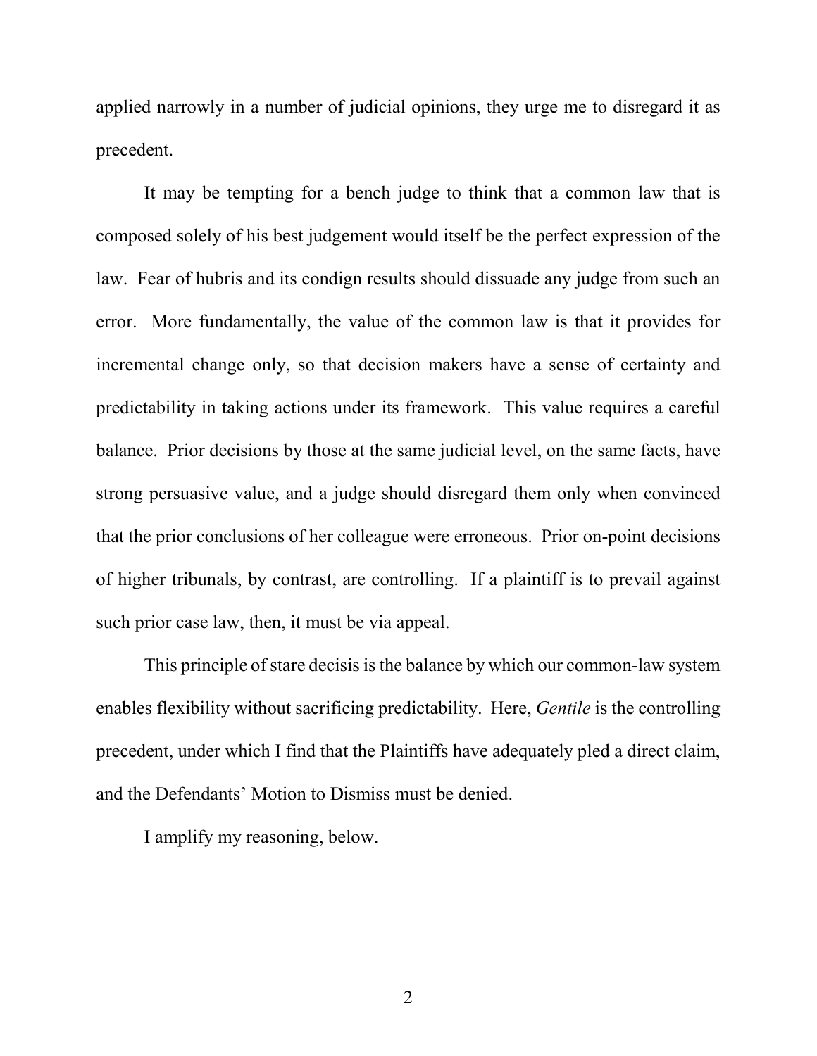applied narrowly in a number of judicial opinions, they urge me to disregard it as precedent.

It may be tempting for a bench judge to think that a common law that is composed solely of his best judgement would itself be the perfect expression of the law. Fear of hubris and its condign results should dissuade any judge from such an error. More fundamentally, the value of the common law is that it provides for incremental change only, so that decision makers have a sense of certainty and predictability in taking actions under its framework. This value requires a careful balance. Prior decisions by those at the same judicial level, on the same facts, have strong persuasive value, and a judge should disregard them only when convinced that the prior conclusions of her colleague were erroneous. Prior on-point decisions of higher tribunals, by contrast, are controlling. If a plaintiff is to prevail against such prior case law, then, it must be via appeal.

This principle of stare decisis is the balance by which our common-law system enables flexibility without sacrificing predictability. Here, *Gentile* is the controlling precedent, under which I find that the Plaintiffs have adequately pled a direct claim, and the Defendants' Motion to Dismiss must be denied.

I amplify my reasoning, below.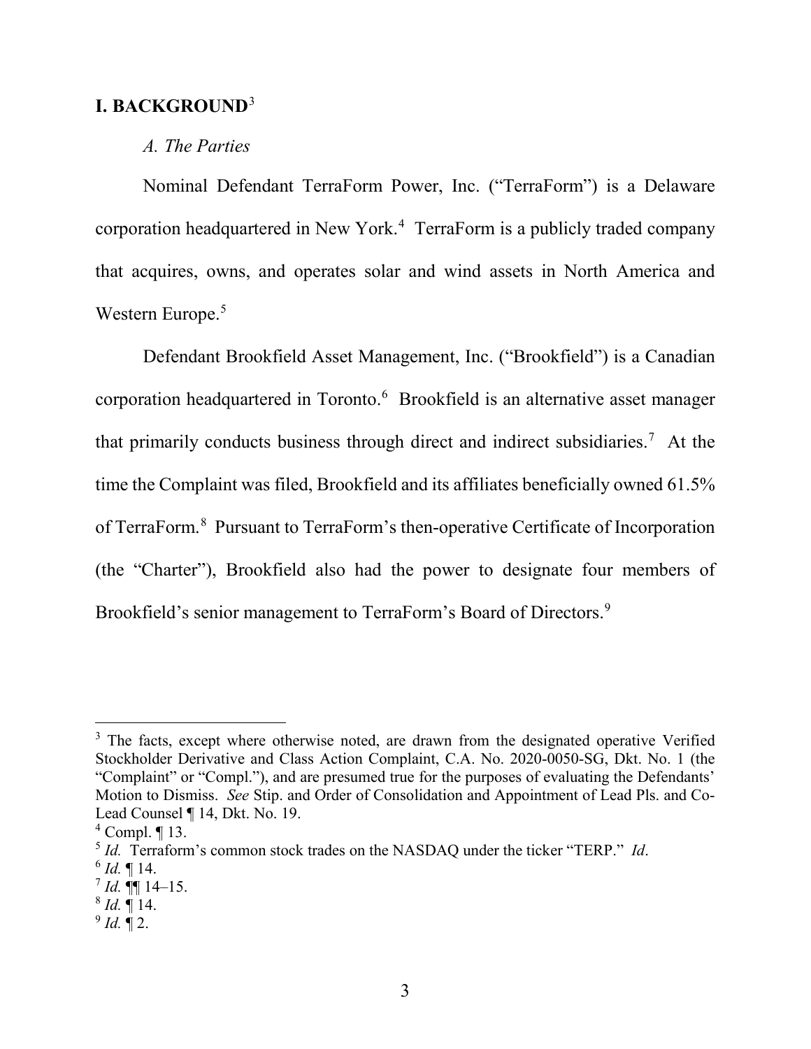# I. BACKGROUND[3]

### *A. The Parties*

Nominal Defendant TerraForm Power, Inc. ("TerraForm") is a Delaware corporation headquartered in New York.[4] TerraForm is a publicly traded company that acquires, owns, and operates solar and wind assets in North America and Western Europe.[5]

Defendant Brookfield Asset Management, Inc. ("Brookfield") is a Canadian corporation headquartered in Toronto.[6] Brookfield is an alternative asset manager that primarily conducts business through direct and indirect subsidiaries.[7] At the time the Complaint was filed, Brookfield and its affiliates beneficially owned 61.5% of TerraForm.[8] Pursuant to TerraForm's then-operative Certificate of Incorporation (the "Charter"), Brookfield also had the power to designate four members of Brookfield's senior management to TerraForm's Board of Directors.[9]

---

[3] The facts, except where otherwise noted, are drawn from the designated operative Verified Stockholder Derivative and Class Action Complaint, C.A. No. 2020-0050-SG, Dkt. No. 1 (the "Complaint" or "Compl."), and are presumed true for the purposes of evaluating the Defendants' Motion to Dismiss. *See* Stip. and Order of Consolidation and Appointment of Lead Pls. and Co-Lead Counsel ¶ 14, Dkt. No. 19.

[4] Compl. ¶ 13.

[5] *Id.* Terraform's common stock trades on the NASDAQ under the ticker "TERP." *Id*.

[6] *Id.* ¶ 14.

[7] *Id.* ¶¶ 14–15.

[8] *Id.* ¶ 14.

[9] *Id.* ¶ 2.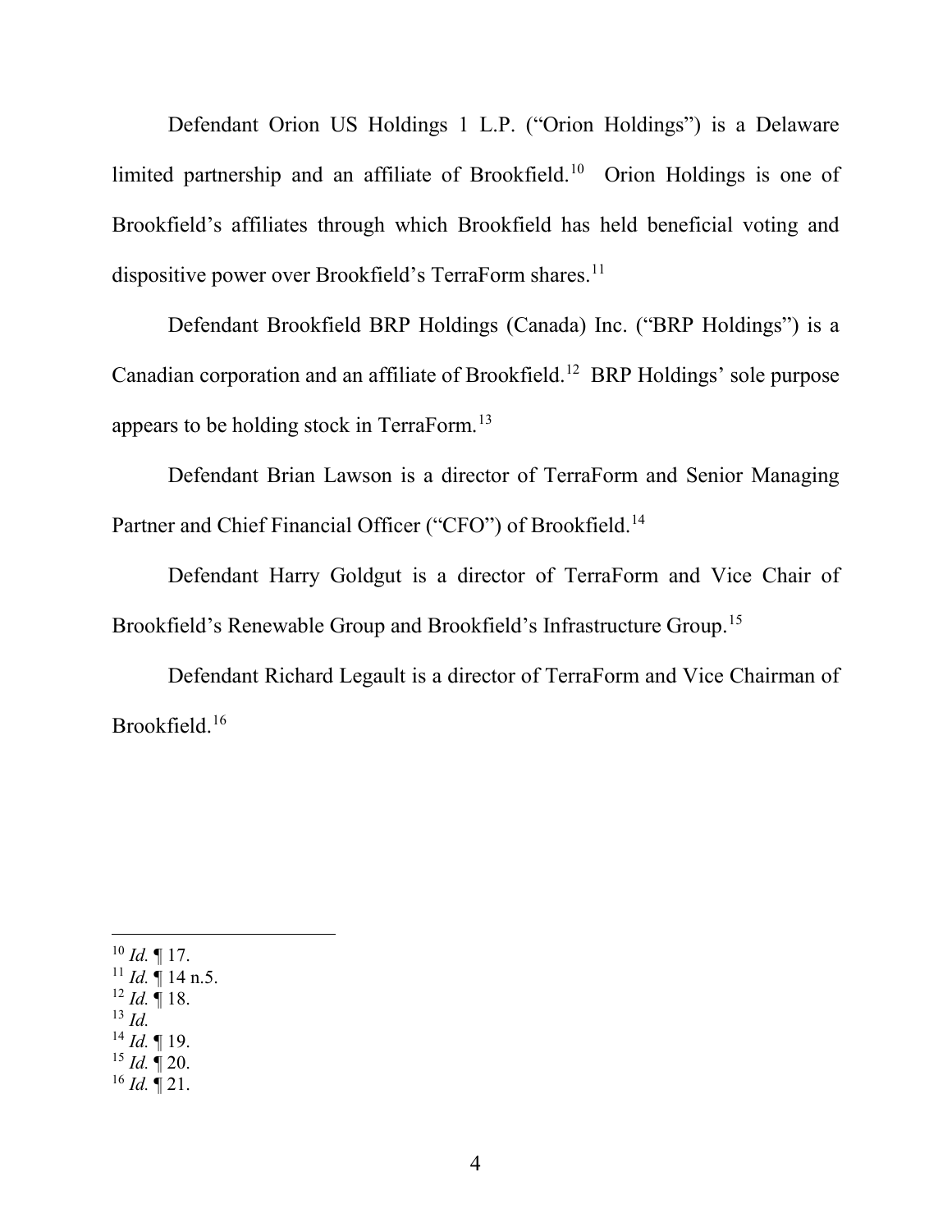Defendant Orion US Holdings 1 L.P. ("Orion Holdings") is a Delaware limited partnership and an affiliate of Brookfield.[10] Orion Holdings is one of Brookfield's affiliates through which Brookfield has held beneficial voting and dispositive power over Brookfield's TerraForm shares.[11]

Defendant Brookfield BRP Holdings (Canada) Inc. ("BRP Holdings") is a Canadian corporation and an affiliate of Brookfield.[12] BRP Holdings' sole purpose appears to be holding stock in TerraForm.[13]

Defendant Brian Lawson is a director of TerraForm and Senior Managing Partner and Chief Financial Officer ("CFO") of Brookfield.[14]

Defendant Harry Goldgut is a director of TerraForm and Vice Chair of Brookfield's Renewable Group and Brookfield's Infrastructure Group.[15]

Defendant Richard Legault is a director of TerraForm and Vice Chairman of Brookfield.[16]

---

[10] *Id.* ¶ 17.
[11] *Id.* ¶ 14 n.5.
[12] *Id.* ¶ 18.
[13] *Id.*
[14] *Id.* ¶ 19.
[15] *Id.* ¶ 20.
[16] *Id.* ¶ 21.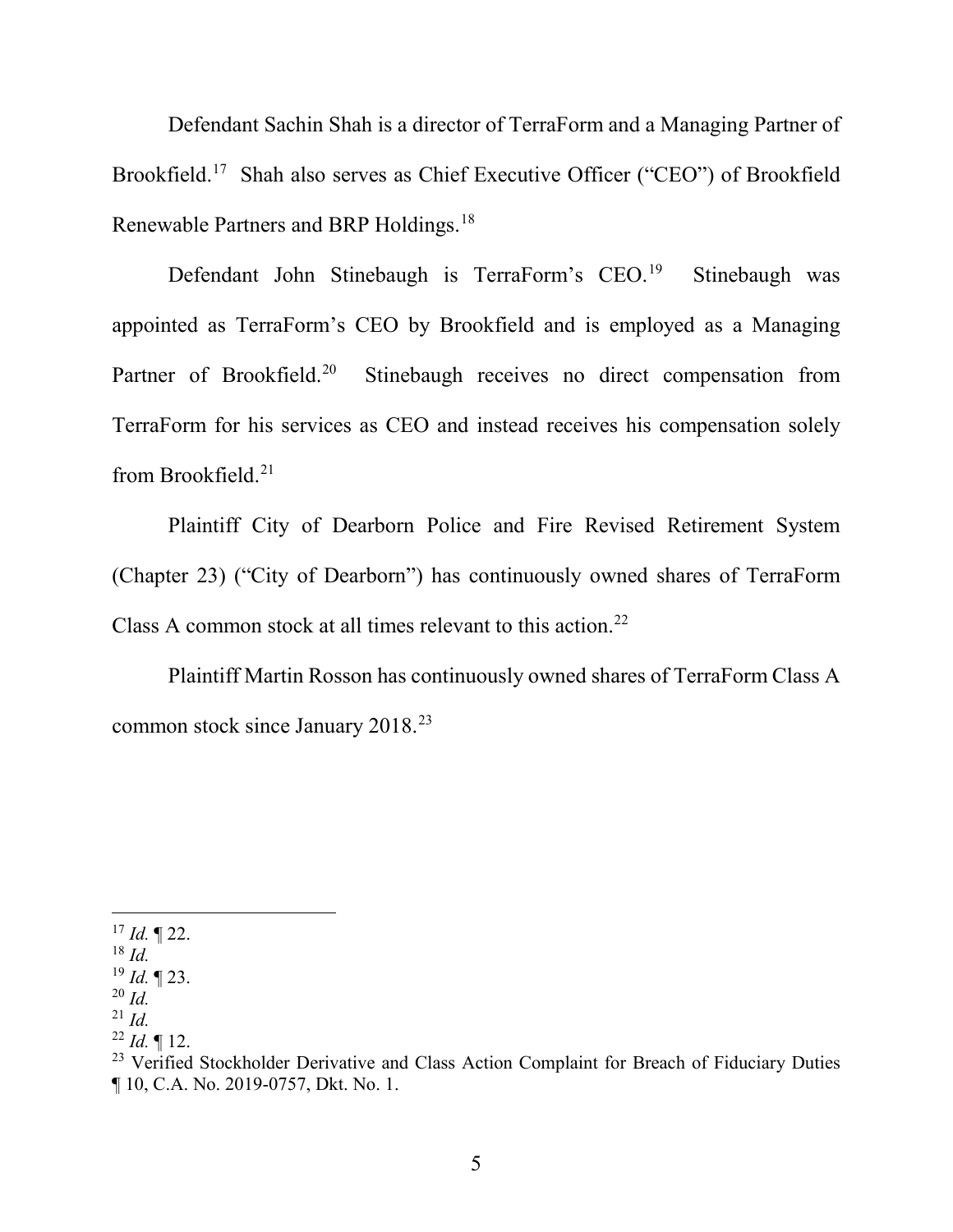Defendant Sachin Shah is a director of TerraForm and a Managing Partner of Brookfield.[17] Shah also serves as Chief Executive Officer ("CEO") of Brookfield Renewable Partners and BRP Holdings.[18]

Defendant John Stinebaugh is TerraForm's CEO.[19] Stinebaugh was appointed as TerraForm's CEO by Brookfield and is employed as a Managing Partner of Brookfield.[20] Stinebaugh receives no direct compensation from TerraForm for his services as CEO and instead receives his compensation solely from Brookfield.[21]

Plaintiff City of Dearborn Police and Fire Revised Retirement System (Chapter 23) ("City of Dearborn") has continuously owned shares of TerraForm Class A common stock at all times relevant to this action.[22]

Plaintiff Martin Rosson has continuously owned shares of TerraForm Class A common stock since January 2018.[23]

---

[17] *Id.* ¶ 22.
[18] *Id.*
[19] *Id.* ¶ 23.
[20] *Id.*
[21] *Id.*
[22] *Id.* ¶ 12.
[23] Verified Stockholder Derivative and Class Action Complaint for Breach of Fiduciary Duties ¶ 10, C.A. No. 2019-0757, Dkt. No. 1.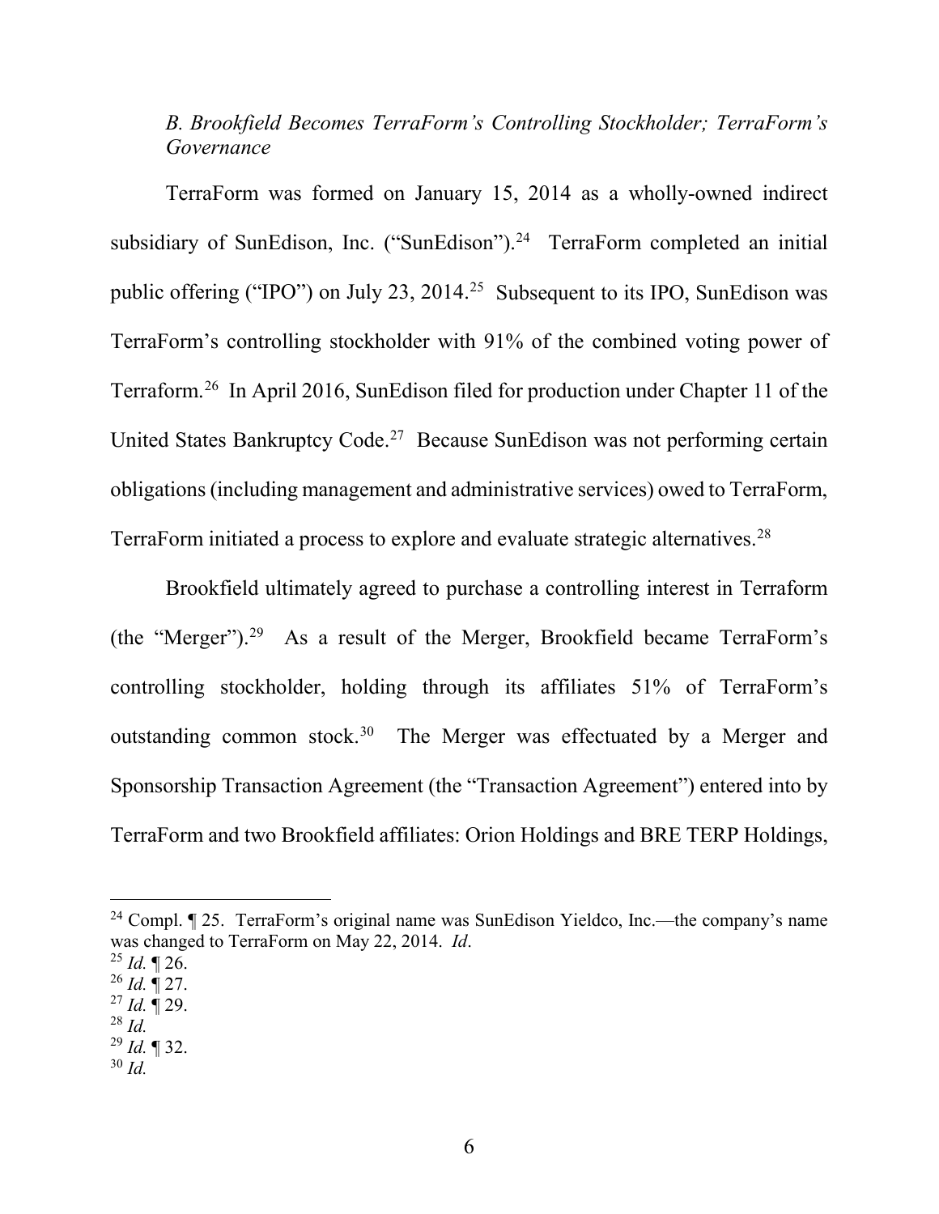*B. Brookfield Becomes TerraForm's Controlling Stockholder; TerraForm's Governance*

TerraForm was formed on January 15, 2014 as a wholly-owned indirect subsidiary of SunEdison, Inc. ("SunEdison").[24] TerraForm completed an initial public offering ("IPO") on July 23, 2014.[25] Subsequent to its IPO, SunEdison was TerraForm's controlling stockholder with 91% of the combined voting power of Terraform.[26] In April 2016, SunEdison filed for production under Chapter 11 of the United States Bankruptcy Code.[27] Because SunEdison was not performing certain obligations (including management and administrative services) owed to TerraForm, TerraForm initiated a process to explore and evaluate strategic alternatives.[28]

Brookfield ultimately agreed to purchase a controlling interest in Terraform (the "Merger").[29] As a result of the Merger, Brookfield became TerraForm's controlling stockholder, holding through its affiliates 51% of TerraForm's outstanding common stock.[30] The Merger was effectuated by a Merger and Sponsorship Transaction Agreement (the "Transaction Agreement") entered into by TerraForm and two Brookfield affiliates: Orion Holdings and BRE TERP Holdings,

---

[24] Compl. ¶ 25. TerraForm's original name was SunEdison Yieldco, Inc.—the company's name was changed to TerraForm on May 22, 2014. *Id*.

[25] *Id.* ¶ 26.

[26] *Id.* ¶ 27.

[27] *Id.* ¶ 29.

[28] *Id.*

[29] *Id.* ¶ 32.

[30] *Id.*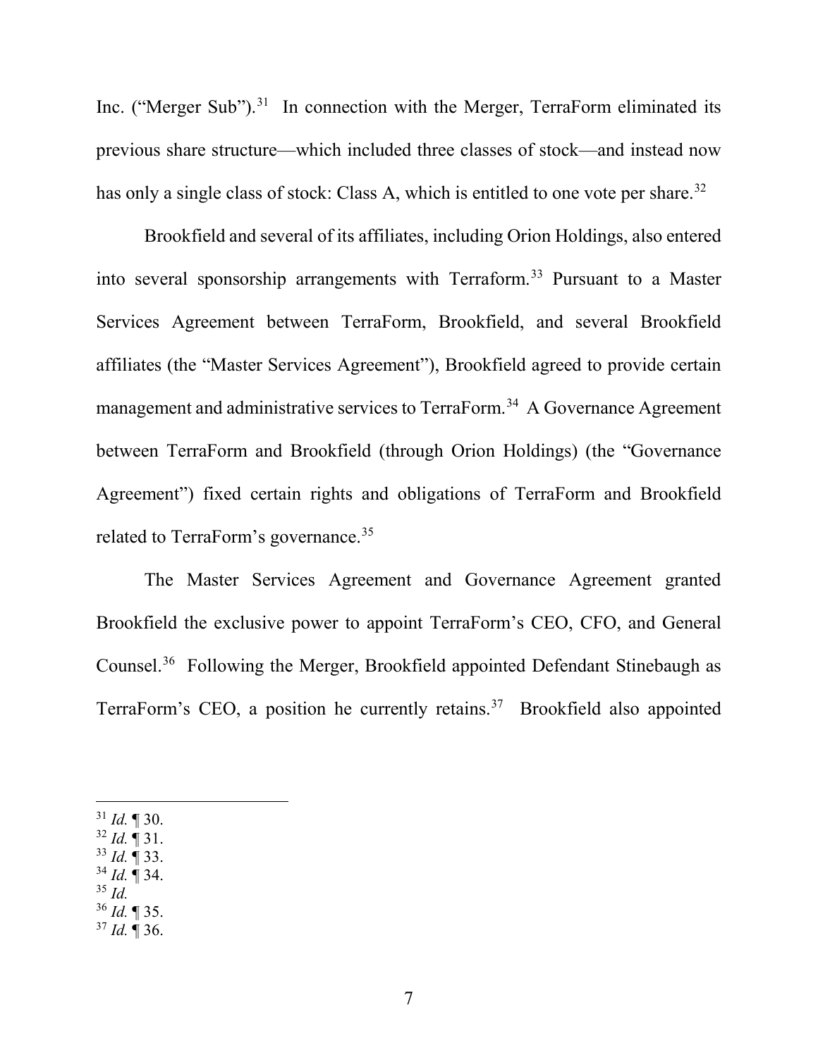Inc. ("Merger Sub").[31] In connection with the Merger, TerraForm eliminated its previous share structure—which included three classes of stock—and instead now has only a single class of stock: Class A, which is entitled to one vote per share.[32]

Brookfield and several of its affiliates, including Orion Holdings, also entered into several sponsorship arrangements with Terraform.[33] Pursuant to a Master Services Agreement between TerraForm, Brookfield, and several Brookfield affiliates (the "Master Services Agreement"), Brookfield agreed to provide certain management and administrative services to TerraForm.[34] A Governance Agreement between TerraForm and Brookfield (through Orion Holdings) (the "Governance Agreement") fixed certain rights and obligations of TerraForm and Brookfield related to TerraForm's governance.[35]

The Master Services Agreement and Governance Agreement granted Brookfield the exclusive power to appoint TerraForm's CEO, CFO, and General Counsel.[36] Following the Merger, Brookfield appointed Defendant Stinebaugh as TerraForm's CEO, a position he currently retains.[37] Brookfield also appointed

---

[31] *Id.* ¶ 30.
[32] *Id.* ¶ 31.
[33] *Id.* ¶ 33.
[34] *Id.* ¶ 34.
[35] *Id.*
[36] *Id.* ¶ 35.
[37] *Id.* ¶ 36.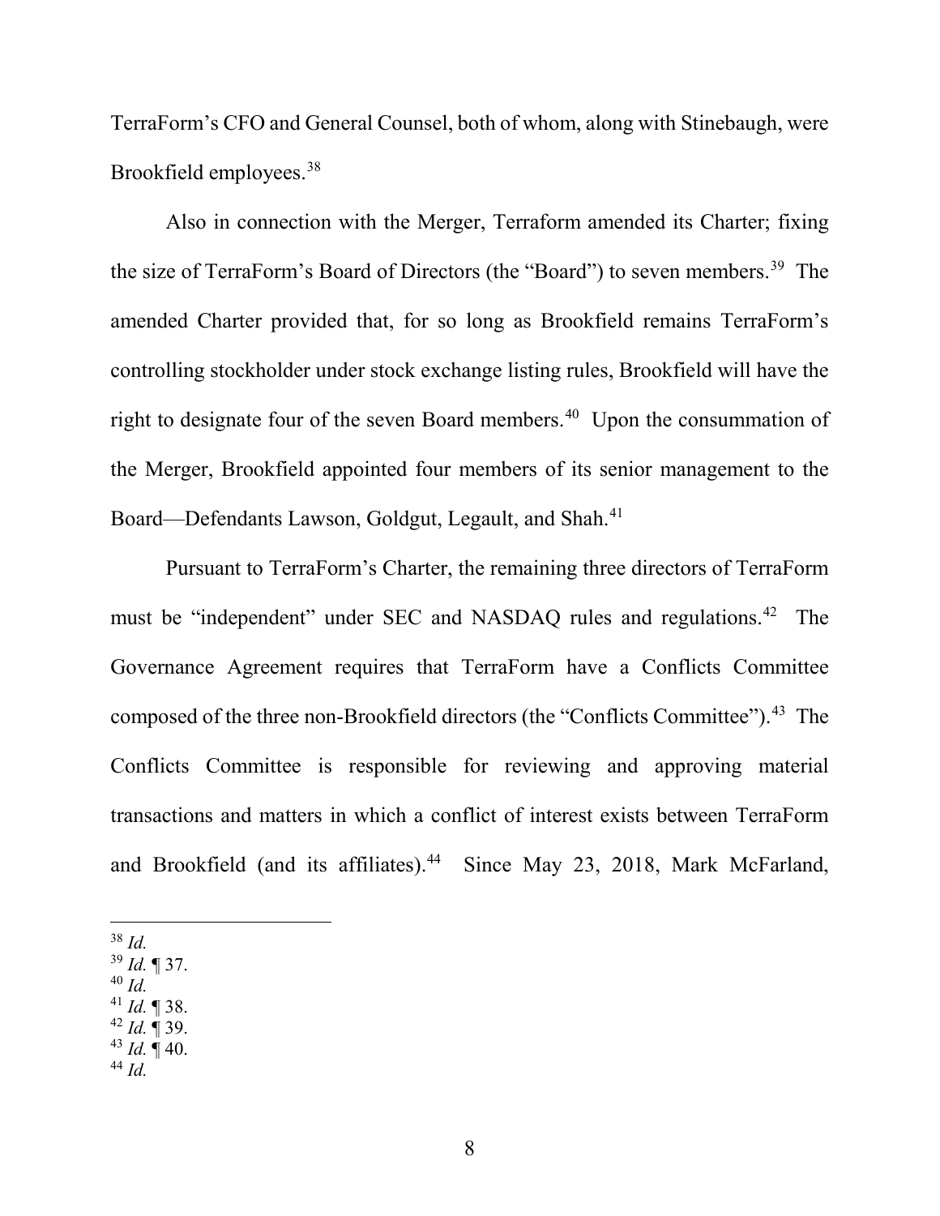TerraForm's CFO and General Counsel, both of whom, along with Stinebaugh, were Brookfield employees.[38]

Also in connection with the Merger, Terraform amended its Charter; fixing the size of TerraForm's Board of Directors (the "Board") to seven members.[39] The amended Charter provided that, for so long as Brookfield remains TerraForm's controlling stockholder under stock exchange listing rules, Brookfield will have the right to designate four of the seven Board members.[40] Upon the consummation of the Merger, Brookfield appointed four members of its senior management to the Board—Defendants Lawson, Goldgut, Legault, and Shah.[41]

Pursuant to TerraForm's Charter, the remaining three directors of TerraForm must be "independent" under SEC and NASDAQ rules and regulations.[42] The Governance Agreement requires that TerraForm have a Conflicts Committee composed of the three non-Brookfield directors (the "Conflicts Committee").[43] The Conflicts Committee is responsible for reviewing and approving material transactions and matters in which a conflict of interest exists between TerraForm and Brookfield (and its affiliates).[44] Since May 23, 2018, Mark McFarland,

---

[38] *Id.*
[39] *Id.* ¶ 37.
[40] *Id.*
[41] *Id.* ¶ 38.
[42] *Id.* ¶ 39.
[43] *Id.* ¶ 40.
[44] *Id.*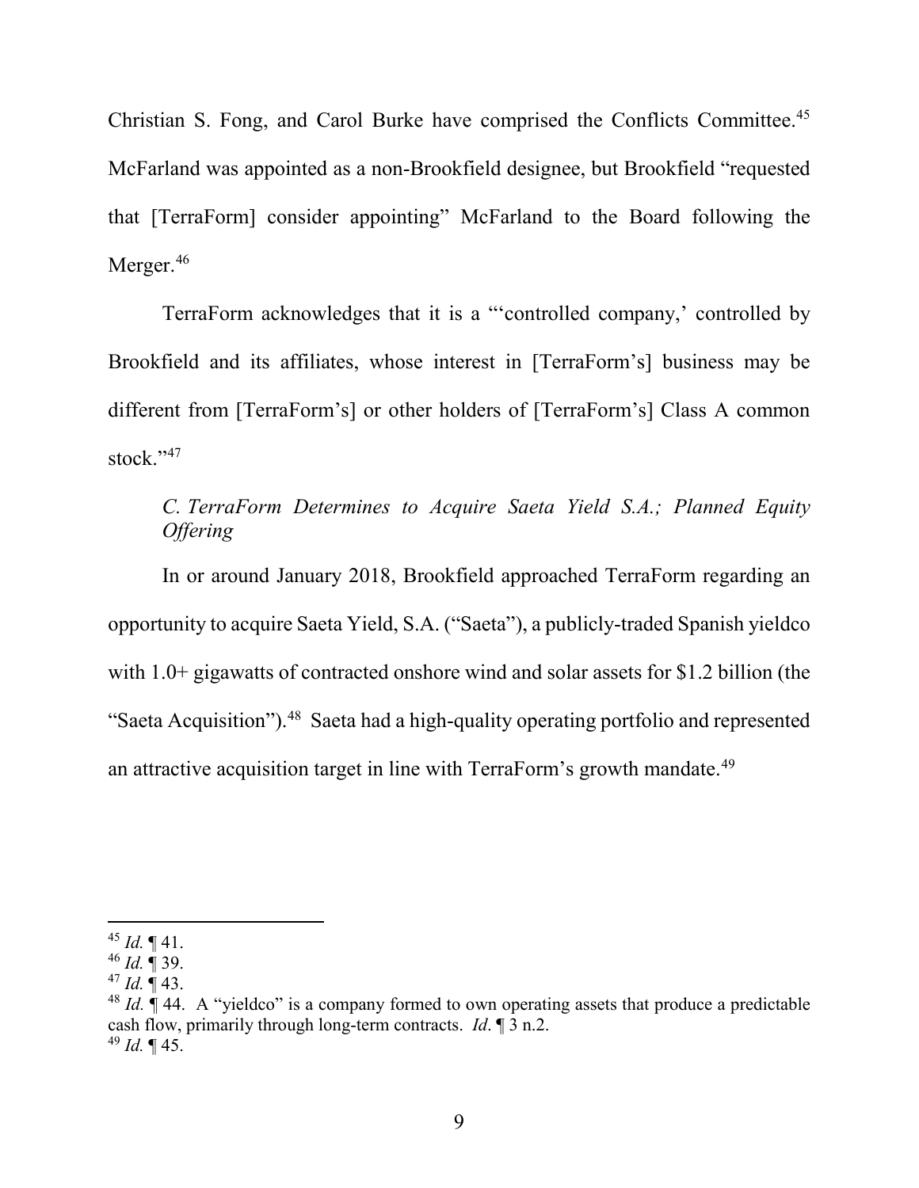Christian S. Fong, and Carol Burke have comprised the Conflicts Committee.[45] McFarland was appointed as a non-Brookfield designee, but Brookfield "requested that [TerraForm] consider appointing" McFarland to the Board following the Merger.[46]

TerraForm acknowledges that it is a "'controlled company,' controlled by Brookfield and its affiliates, whose interest in [TerraForm's] business may be different from [TerraForm's] or other holders of [TerraForm's] Class A common stock."[47]

*C. TerraForm Determines to Acquire Saeta Yield S.A.; Planned Equity Offering*

In or around January 2018, Brookfield approached TerraForm regarding an opportunity to acquire Saeta Yield, S.A. ("Saeta"), a publicly-traded Spanish yieldco with 1.0+ gigawatts of contracted onshore wind and solar assets for $1.2 billion (the "Saeta Acquisition").[48] Saeta had a high-quality operating portfolio and represented an attractive acquisition target in line with TerraForm's growth mandate.[49]

---

[45] *Id.* ¶ 41.

[46] *Id.* ¶ 39.

[47] *Id.* ¶ 43.

[48] *Id.* ¶ 44. A "yieldco" is a company formed to own operating assets that produce a predictable cash flow, primarily through long-term contracts. *Id*. ¶ 3 n.2.

[49] *Id.* ¶ 45.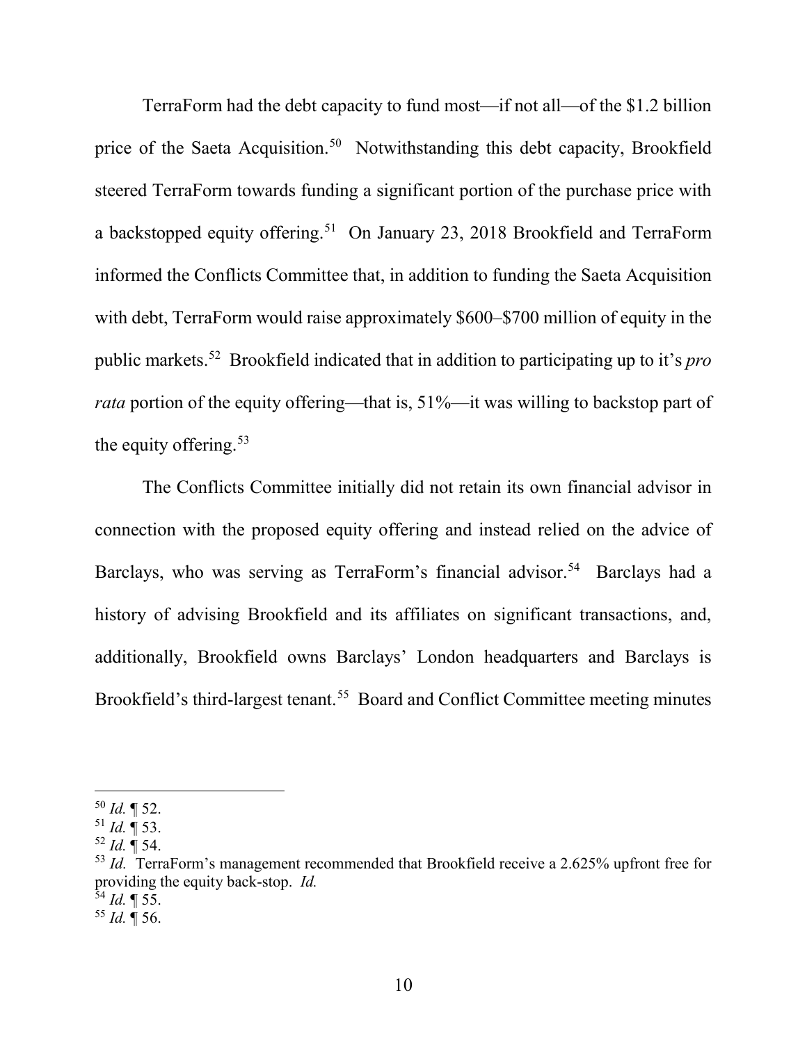TerraForm had the debt capacity to fund most—if not all—of the $1.2 billion price of the Saeta Acquisition.[50] Notwithstanding this debt capacity, Brookfield steered TerraForm towards funding a significant portion of the purchase price with a backstopped equity offering.[51] On January 23, 2018 Brookfield and TerraForm informed the Conflicts Committee that, in addition to funding the Saeta Acquisition with debt, TerraForm would raise approximately $600–$700 million of equity in the public markets.[52] Brookfield indicated that in addition to participating up to it's *pro rata* portion of the equity offering—that is, 51%—it was willing to backstop part of the equity offering.[53]

The Conflicts Committee initially did not retain its own financial advisor in connection with the proposed equity offering and instead relied on the advice of Barclays, who was serving as TerraForm's financial advisor.[54] Barclays had a history of advising Brookfield and its affiliates on significant transactions, and, additionally, Brookfield owns Barclays' London headquarters and Barclays is Brookfield's third-largest tenant.[55] Board and Conflict Committee meeting minutes

---

[50] *Id.* ¶ 52.

[51] *Id.* ¶ 53.

[52] *Id.* ¶ 54.

[53] *Id.* TerraForm's management recommended that Brookfield receive a 2.625% upfront free for providing the equity back-stop. *Id.*

[54] *Id.* ¶ 55.

[55] *Id.* ¶ 56.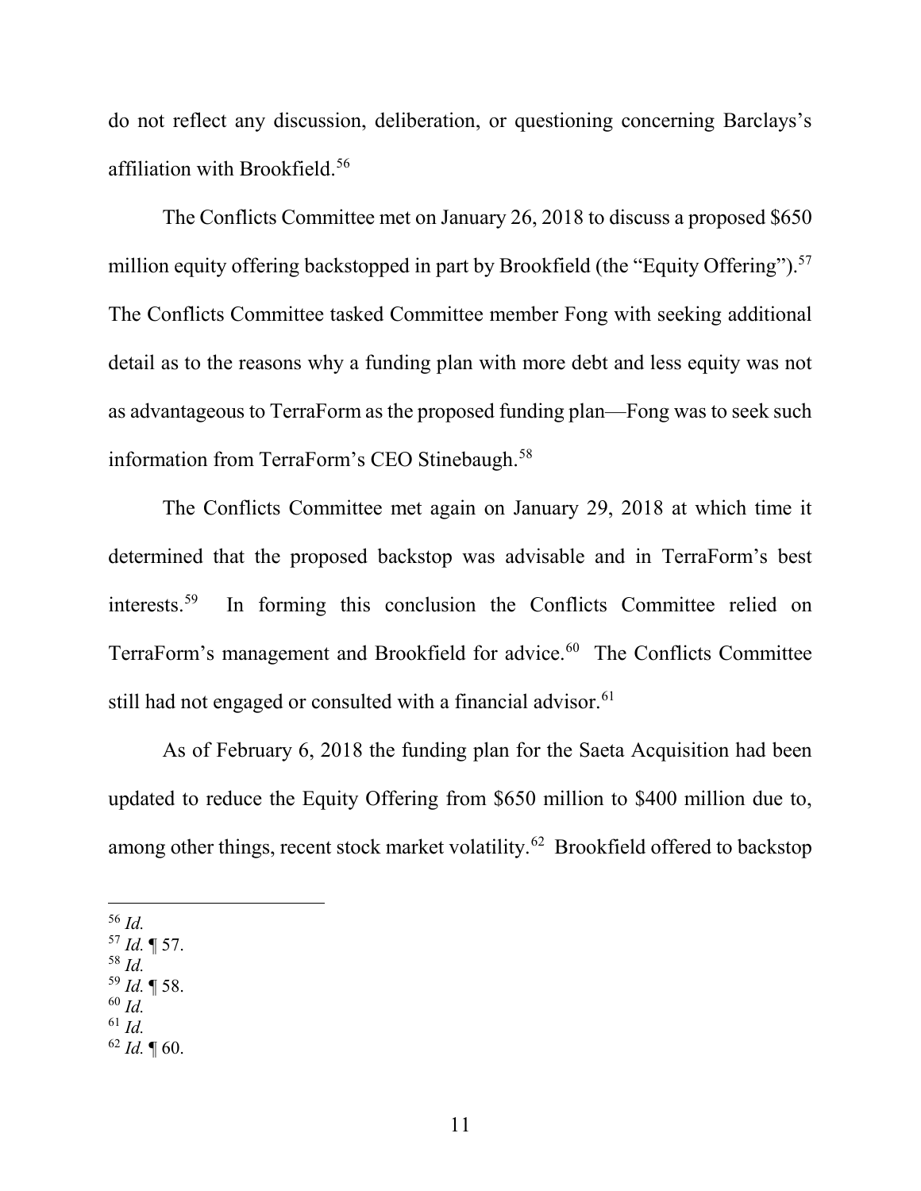do not reflect any discussion, deliberation, or questioning concerning Barclays's affiliation with Brookfield.[56]

The Conflicts Committee met on January 26, 2018 to discuss a proposed $650 million equity offering backstopped in part by Brookfield (the "Equity Offering").[57] The Conflicts Committee tasked Committee member Fong with seeking additional detail as to the reasons why a funding plan with more debt and less equity was not as advantageous to TerraForm as the proposed funding plan—Fong was to seek such information from TerraForm's CEO Stinebaugh.[58]

The Conflicts Committee met again on January 29, 2018 at which time it determined that the proposed backstop was advisable and in TerraForm's best interests.[59] In forming this conclusion the Conflicts Committee relied on TerraForm's management and Brookfield for advice.[60] The Conflicts Committee still had not engaged or consulted with a financial advisor.[61]

As of February 6, 2018 the funding plan for the Saeta Acquisition had been updated to reduce the Equity Offering from $650 million to $400 million due to, among other things, recent stock market volatility.[62] Brookfield offered to backstop

---

[56] *Id.*
[57] *Id.* ¶ 57.
[58] *Id.*
[59] *Id.* ¶ 58.
[60] *Id.*
[61] *Id.*
[62] *Id.* ¶ 60.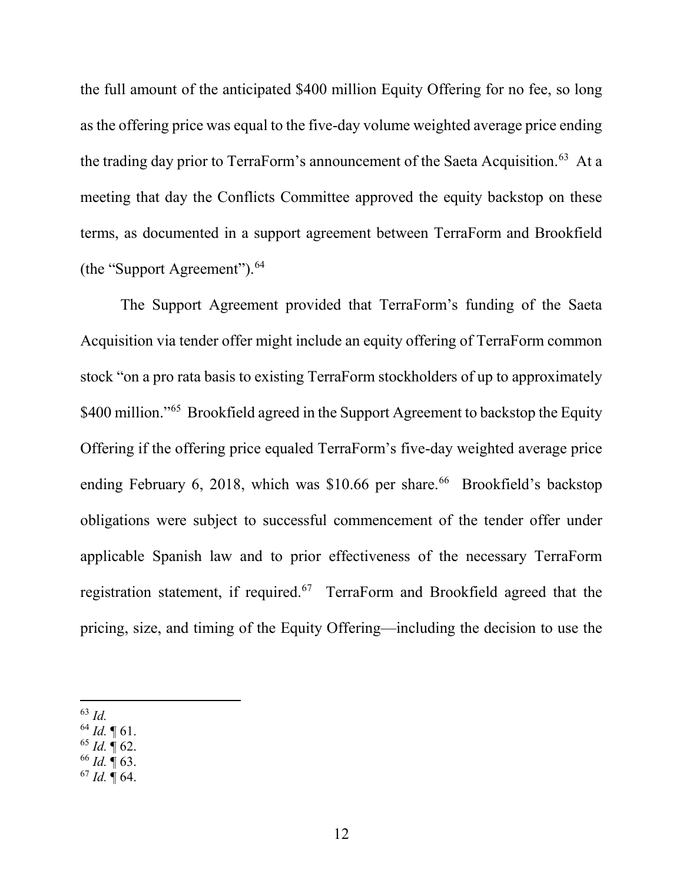the full amount of the anticipated $400 million Equity Offering for no fee, so long as the offering price was equal to the five-day volume weighted average price ending the trading day prior to TerraForm's announcement of the Saeta Acquisition.[63] At a meeting that day the Conflicts Committee approved the equity backstop on these terms, as documented in a support agreement between TerraForm and Brookfield (the "Support Agreement").[64]

The Support Agreement provided that TerraForm's funding of the Saeta Acquisition via tender offer might include an equity offering of TerraForm common stock "on a pro rata basis to existing TerraForm stockholders of up to approximately $400 million."[65] Brookfield agreed in the Support Agreement to backstop the Equity Offering if the offering price equaled TerraForm's five-day weighted average price ending February 6, 2018, which was $10.66 per share.[66] Brookfield's backstop obligations were subject to successful commencement of the tender offer under applicable Spanish law and to prior effectiveness of the necessary TerraForm registration statement, if required.[67] TerraForm and Brookfield agreed that the pricing, size, and timing of the Equity Offering—including the decision to use the

---

[63] *Id.*
[64] *Id.* ¶ 61.
[65] *Id.* ¶ 62.
[66] *Id.* ¶ 63.
[67] *Id.* ¶ 64.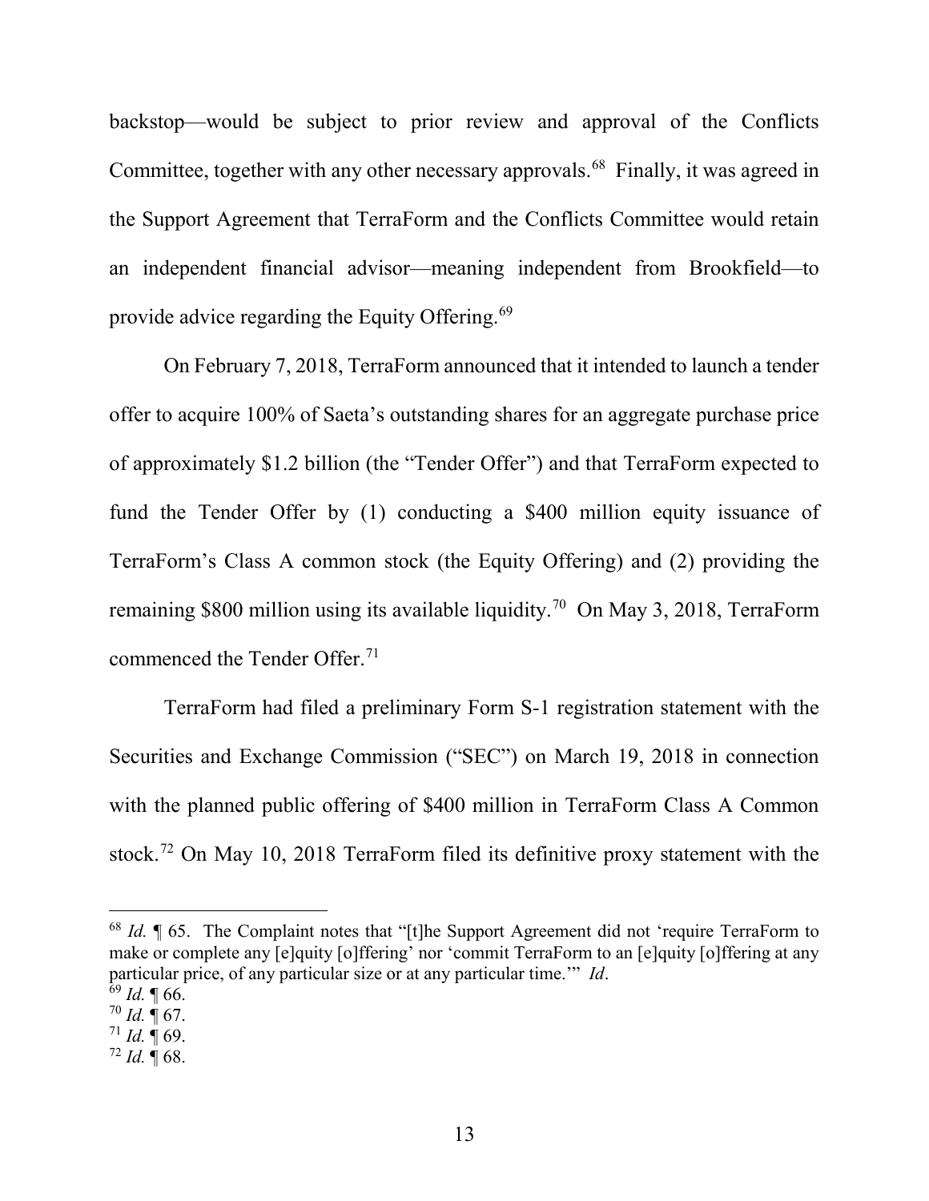backstop—would be subject to prior review and approval of the Conflicts Committee, together with any other necessary approvals.[68] Finally, it was agreed in the Support Agreement that TerraForm and the Conflicts Committee would retain an independent financial advisor—meaning independent from Brookfield—to provide advice regarding the Equity Offering.[69]

On February 7, 2018, TerraForm announced that it intended to launch a tender offer to acquire 100% of Saeta's outstanding shares for an aggregate purchase price of approximately $1.2 billion (the "Tender Offer") and that TerraForm expected to fund the Tender Offer by (1) conducting a $400 million equity issuance of TerraForm's Class A common stock (the Equity Offering) and (2) providing the remaining $800 million using its available liquidity.[70] On May 3, 2018, TerraForm commenced the Tender Offer.[71]

TerraForm had filed a preliminary Form S-1 registration statement with the Securities and Exchange Commission ("SEC") on March 19, 2018 in connection with the planned public offering of $400 million in TerraForm Class A Common stock.[72] On May 10, 2018 TerraForm filed its definitive proxy statement with the

---

[68] *Id.* ¶ 65. The Complaint notes that "[t]he Support Agreement did not 'require TerraForm to make or complete any [e]quity [o]ffering' nor 'commit TerraForm to an [e]quity [o]ffering at any particular price, of any particular size or at any particular time.'" *Id*.

[69] *Id.* ¶ 66.

[70] *Id.* ¶ 67.

[71] *Id.* ¶ 69.

[72] *Id.* ¶ 68.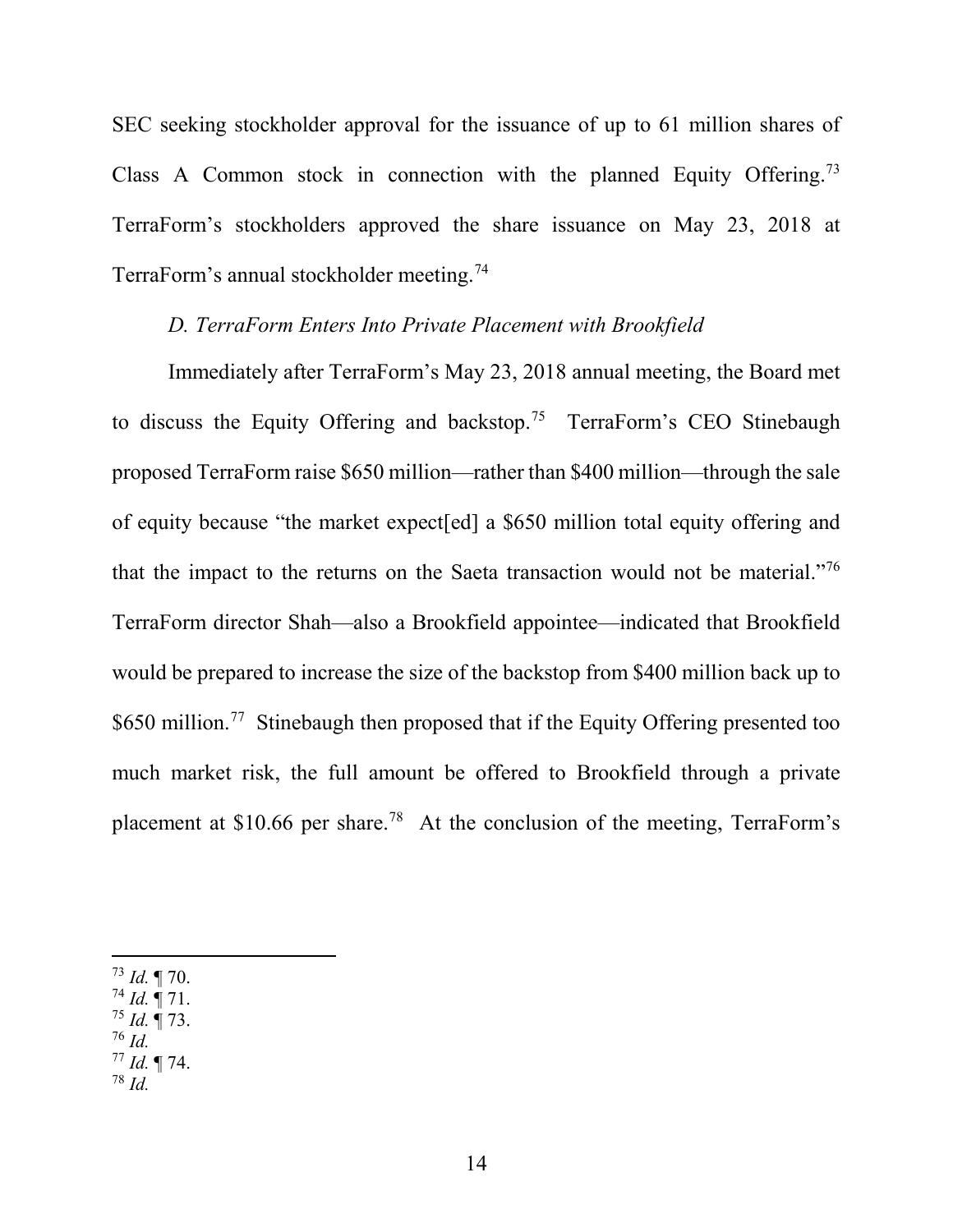SEC seeking stockholder approval for the issuance of up to 61 million shares of Class A Common stock in connection with the planned Equity Offering.[73] TerraForm's stockholders approved the share issuance on May 23, 2018 at TerraForm's annual stockholder meeting.[74]

*D. TerraForm Enters Into Private Placement with Brookfield*

Immediately after TerraForm's May 23, 2018 annual meeting, the Board met to discuss the Equity Offering and backstop.[75] TerraForm's CEO Stinebaugh proposed TerraForm raise \$650 million—rather than \$400 million—through the sale of equity because "the market expect[ed] a \$650 million total equity offering and that the impact to the returns on the Saeta transaction would not be material."[76] TerraForm director Shah—also a Brookfield appointee—indicated that Brookfield would be prepared to increase the size of the backstop from \$400 million back up to \$650 million.[77] Stinebaugh then proposed that if the Equity Offering presented too much market risk, the full amount be offered to Brookfield through a private placement at \$10.66 per share.[78] At the conclusion of the meeting, TerraForm's

---

[73] *Id.* ¶ 70.
[74] *Id.* ¶ 71.
[75] *Id.* ¶ 73.
[76] *Id.*
[77] *Id.* ¶ 74.
[78] *Id.*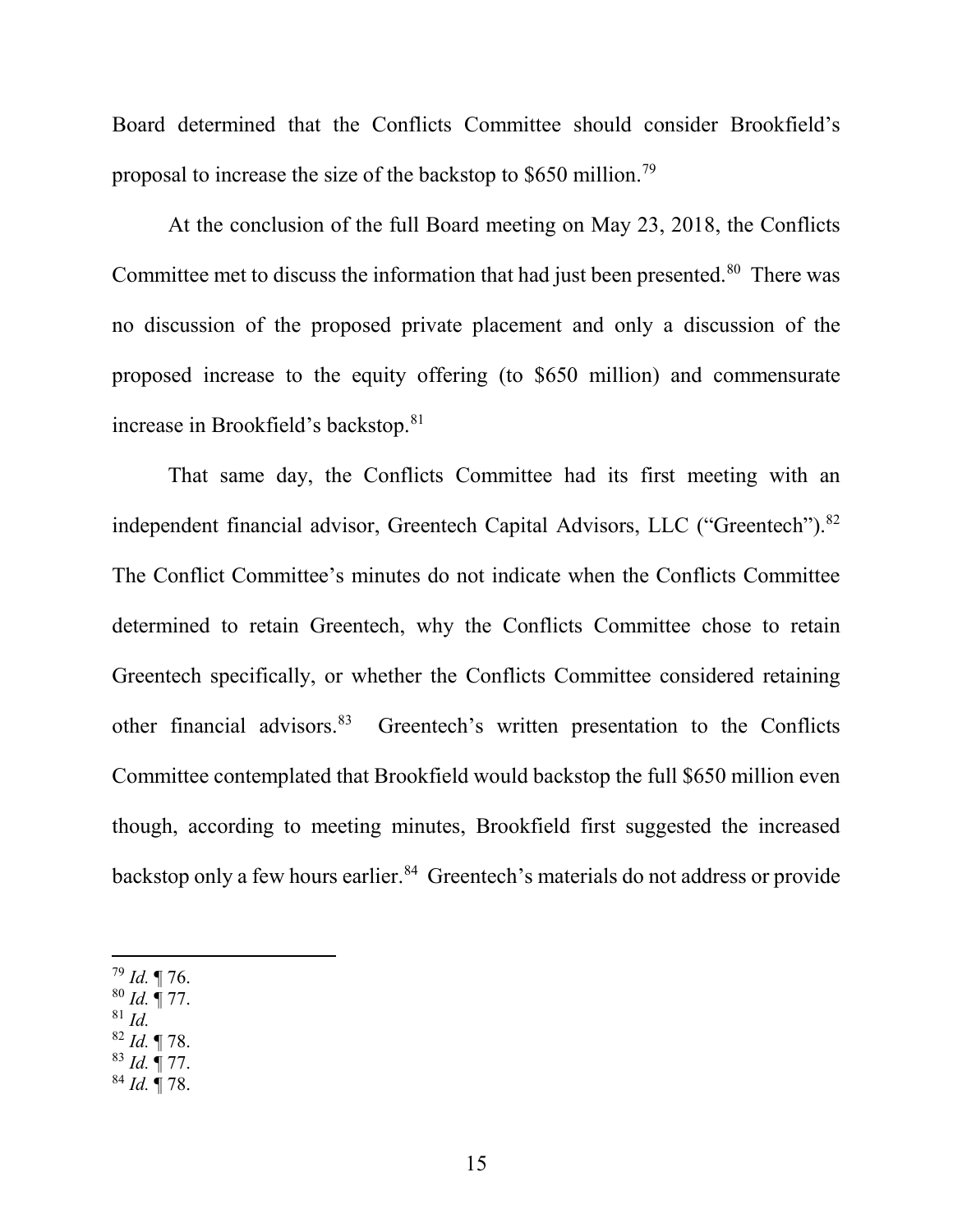Board determined that the Conflicts Committee should consider Brookfield's proposal to increase the size of the backstop to $650 million.[79]

At the conclusion of the full Board meeting on May 23, 2018, the Conflicts Committee met to discuss the information that had just been presented.[80] There was no discussion of the proposed private placement and only a discussion of the proposed increase to the equity offering (to $650 million) and commensurate increase in Brookfield's backstop.[81]

That same day, the Conflicts Committee had its first meeting with an independent financial advisor, Greentech Capital Advisors, LLC ("Greentech").[82] The Conflict Committee's minutes do not indicate when the Conflicts Committee determined to retain Greentech, why the Conflicts Committee chose to retain Greentech specifically, or whether the Conflicts Committee considered retaining other financial advisors.[83] Greentech's written presentation to the Conflicts Committee contemplated that Brookfield would backstop the full $650 million even though, according to meeting minutes, Brookfield first suggested the increased backstop only a few hours earlier.[84] Greentech's materials do not address or provide

---

[79] *Id.* ¶ 76.
[80] *Id.* ¶ 77.
[81] *Id.*
[82] *Id.* ¶ 78.
[83] *Id.* ¶ 77.
[84] *Id.* ¶ 78.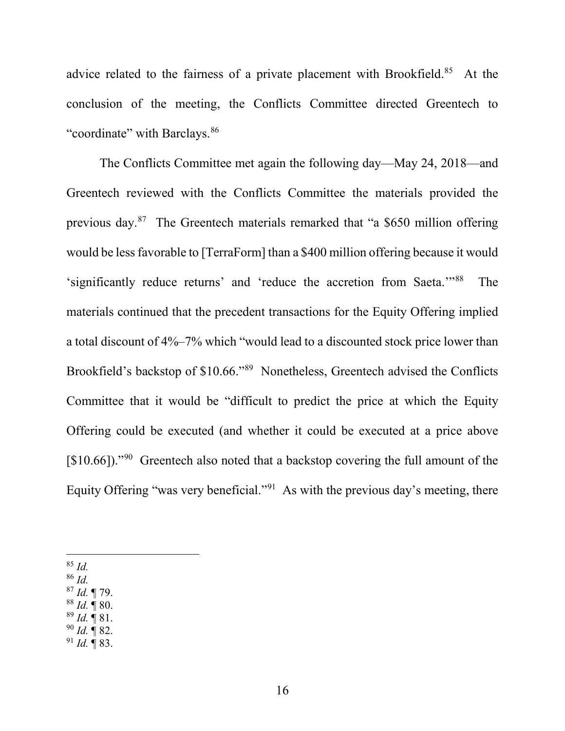advice related to the fairness of a private placement with Brookfield.[85] At the conclusion of the meeting, the Conflicts Committee directed Greentech to "coordinate" with Barclays.[86]

The Conflicts Committee met again the following day—May 24, 2018—and Greentech reviewed with the Conflicts Committee the materials provided the previous day.[87] The Greentech materials remarked that "a $650 million offering would be less favorable to [TerraForm] than a $400 million offering because it would 'significantly reduce returns' and 'reduce the accretion from Saeta.'"[88] The materials continued that the precedent transactions for the Equity Offering implied a total discount of 4%–7% which "would lead to a discounted stock price lower than Brookfield's backstop of $10.66."[89] Nonetheless, Greentech advised the Conflicts Committee that it would be "difficult to predict the price at which the Equity Offering could be executed (and whether it could be executed at a price above [$10.66])."[90] Greentech also noted that a backstop covering the full amount of the Equity Offering "was very beneficial."[91] As with the previous day's meeting, there

---

[85] *Id.*

[86] *Id.*

[87] *Id.* ¶ 79.

[88] *Id.* ¶ 80.

[89] *Id.* ¶ 81.

[90] *Id.* ¶ 82.

[91] *Id.* ¶ 83.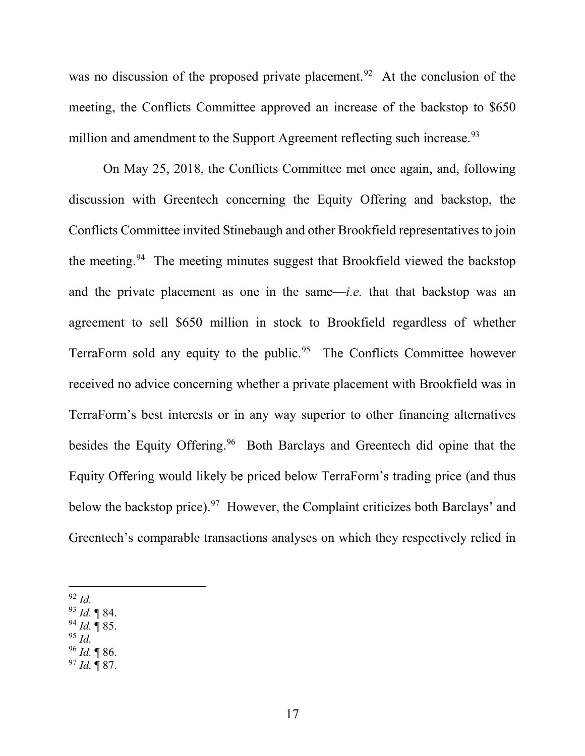was no discussion of the proposed private placement.[92] At the conclusion of the meeting, the Conflicts Committee approved an increase of the backstop to $650 million and amendment to the Support Agreement reflecting such increase.[93]

On May 25, 2018, the Conflicts Committee met once again, and, following discussion with Greentech concerning the Equity Offering and backstop, the Conflicts Committee invited Stinebaugh and other Brookfield representatives to join the meeting.[94] The meeting minutes suggest that Brookfield viewed the backstop and the private placement as one in the same—*i.e.* that that backstop was an agreement to sell $650 million in stock to Brookfield regardless of whether TerraForm sold any equity to the public.[95] The Conflicts Committee however received no advice concerning whether a private placement with Brookfield was in TerraForm's best interests or in any way superior to other financing alternatives besides the Equity Offering.[96] Both Barclays and Greentech did opine that the Equity Offering would likely be priced below TerraForm's trading price (and thus below the backstop price).[97] However, the Complaint criticizes both Barclays' and Greentech's comparable transactions analyses on which they respectively relied in

---

[92] *Id.*
[93] *Id.* ¶ 84.
[94] *Id.* ¶ 85.
[95] *Id.*
[96] *Id.* ¶ 86.
[97] *Id.* ¶ 87.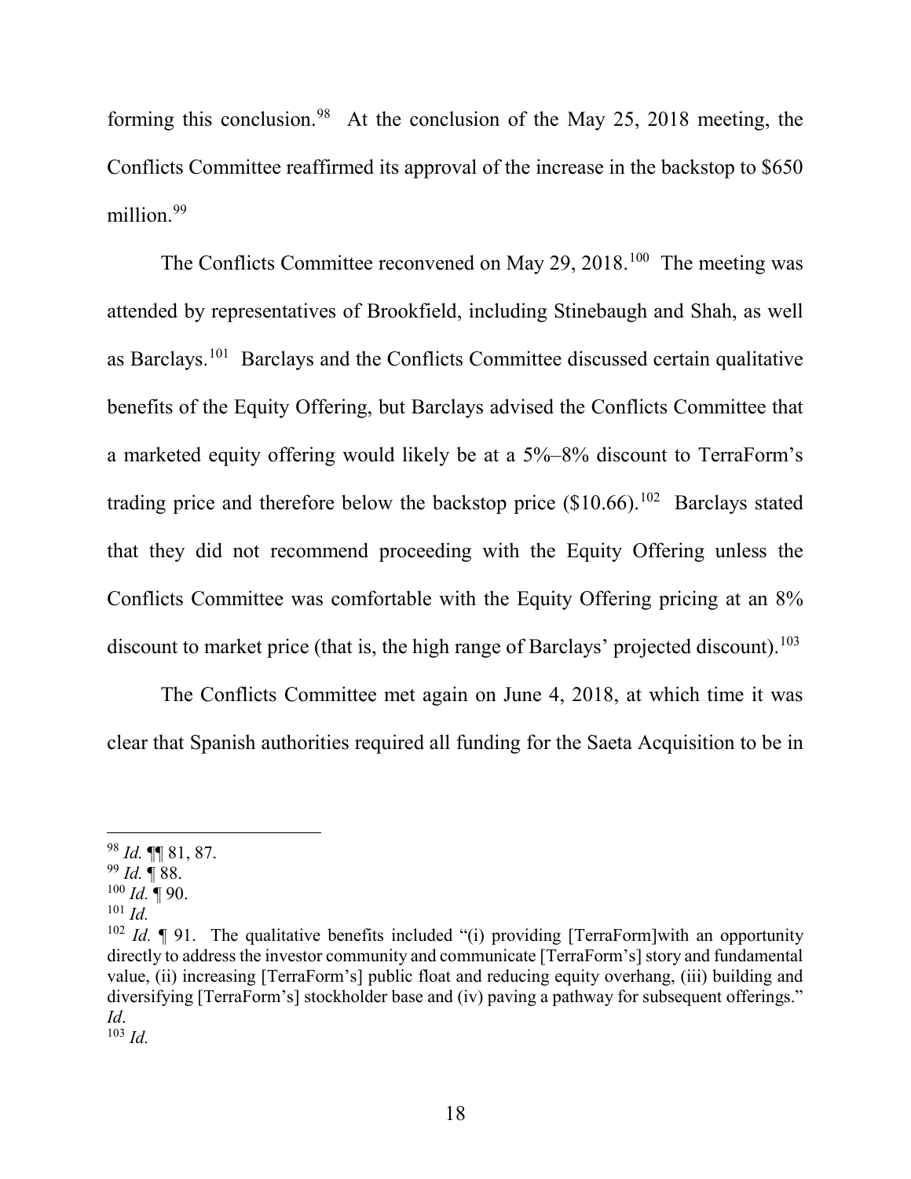forming this conclusion.[98] At the conclusion of the May 25, 2018 meeting, the Conflicts Committee reaffirmed its approval of the increase in the backstop to $650 million.[99]

The Conflicts Committee reconvened on May 29, 2018.[100] The meeting was attended by representatives of Brookfield, including Stinebaugh and Shah, as well as Barclays.[101] Barclays and the Conflicts Committee discussed certain qualitative benefits of the Equity Offering, but Barclays advised the Conflicts Committee that a marketed equity offering would likely be at a 5%–8% discount to TerraForm's trading price and therefore below the backstop price ($10.66).[102] Barclays stated that they did not recommend proceeding with the Equity Offering unless the Conflicts Committee was comfortable with the Equity Offering pricing at an 8% discount to market price (that is, the high range of Barclays' projected discount).[103]

The Conflicts Committee met again on June 4, 2018, at which time it was clear that Spanish authorities required all funding for the Saeta Acquisition to be in

---

[98] *Id.* ¶¶ 81, 87.

[99] *Id.* ¶ 88.

[100] *Id.* ¶ 90.

[101] *Id.*

[102] *Id.* ¶ 91. The qualitative benefits included "(i) providing [TerraForm]with an opportunity directly to address the investor community and communicate [TerraForm's] story and fundamental value, (ii) increasing [TerraForm's] public float and reducing equity overhang, (iii) building and diversifying [TerraForm's] stockholder base and (iv) paving a pathway for subsequent offerings." *Id*.

[103] *Id.*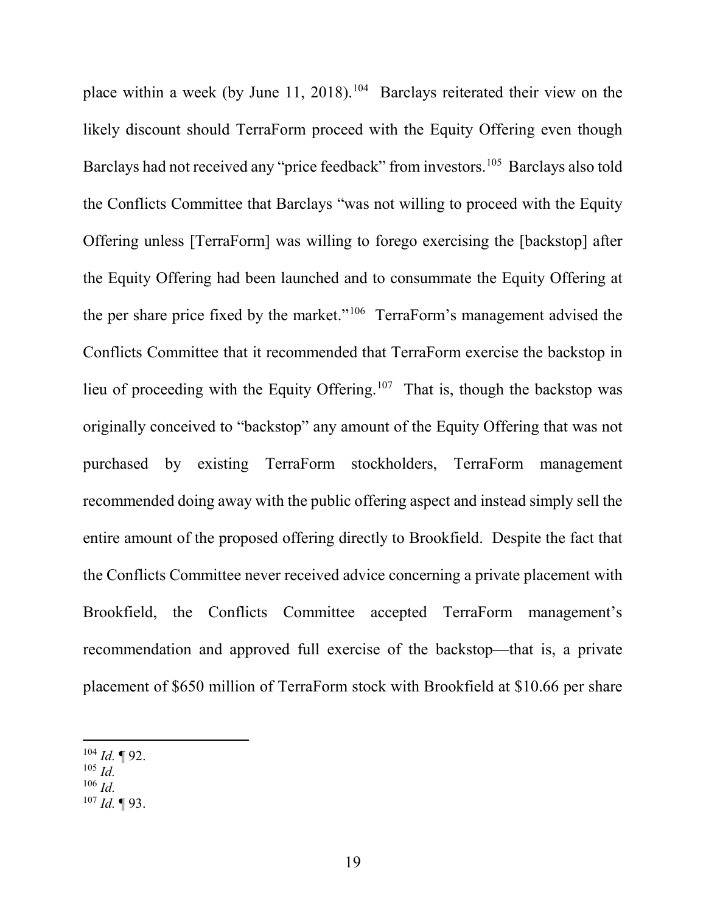place within a week (by June 11, 2018).[104] Barclays reiterated their view on the likely discount should TerraForm proceed with the Equity Offering even though Barclays had not received any "price feedback" from investors.[105] Barclays also told the Conflicts Committee that Barclays "was not willing to proceed with the Equity Offering unless [TerraForm] was willing to forego exercising the [backstop] after the Equity Offering had been launched and to consummate the Equity Offering at the per share price fixed by the market."[106] TerraForm's management advised the Conflicts Committee that it recommended that TerraForm exercise the backstop in lieu of proceeding with the Equity Offering.[107] That is, though the backstop was originally conceived to "backstop" any amount of the Equity Offering that was not purchased by existing TerraForm stockholders, TerraForm management recommended doing away with the public offering aspect and instead simply sell the entire amount of the proposed offering directly to Brookfield. Despite the fact that the Conflicts Committee never received advice concerning a private placement with Brookfield, the Conflicts Committee accepted TerraForm management's recommendation and approved full exercise of the backstop—that is, a private placement of $650 million of TerraForm stock with Brookfield at $10.66 per share

---

[104] *Id.* ¶ 92.

[105] *Id.*

[106] *Id.*

[107] *Id.* ¶ 93.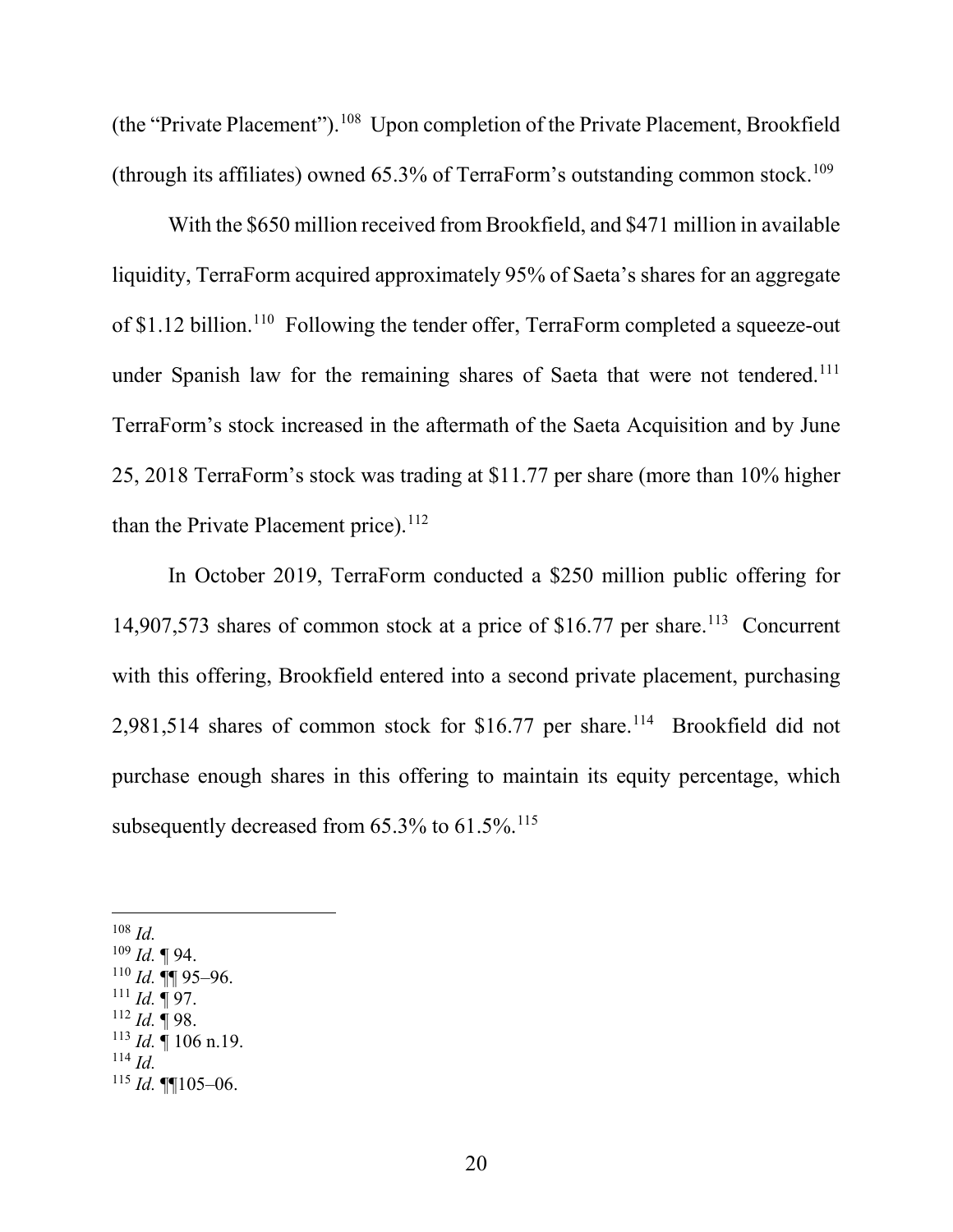(the "Private Placement").[108] Upon completion of the Private Placement, Brookfield (through its affiliates) owned 65.3% of TerraForm's outstanding common stock.[109]

With the $650 million received from Brookfield, and $471 million in available liquidity, TerraForm acquired approximately 95% of Saeta's shares for an aggregate of $1.12 billion.[110] Following the tender offer, TerraForm completed a squeeze-out under Spanish law for the remaining shares of Saeta that were not tendered.[111] TerraForm's stock increased in the aftermath of the Saeta Acquisition and by June 25, 2018 TerraForm's stock was trading at $11.77 per share (more than 10% higher than the Private Placement price).[112]

In October 2019, TerraForm conducted a $250 million public offering for 14,907,573 shares of common stock at a price of $16.77 per share.[113] Concurrent with this offering, Brookfield entered into a second private placement, purchasing 2,981,514 shares of common stock for $16.77 per share.[114] Brookfield did not purchase enough shares in this offering to maintain its equity percentage, which subsequently decreased from 65.3% to 61.5%.[115]

---

[108] *Id.*
[109] *Id.* ¶ 94.
[110] *Id.* ¶¶ 95–96.
[111] *Id.* ¶ 97.
[112] *Id.* ¶ 98.
[113] *Id.* ¶ 106 n.19.
[114] *Id.*
[115] *Id.* ¶¶105–06.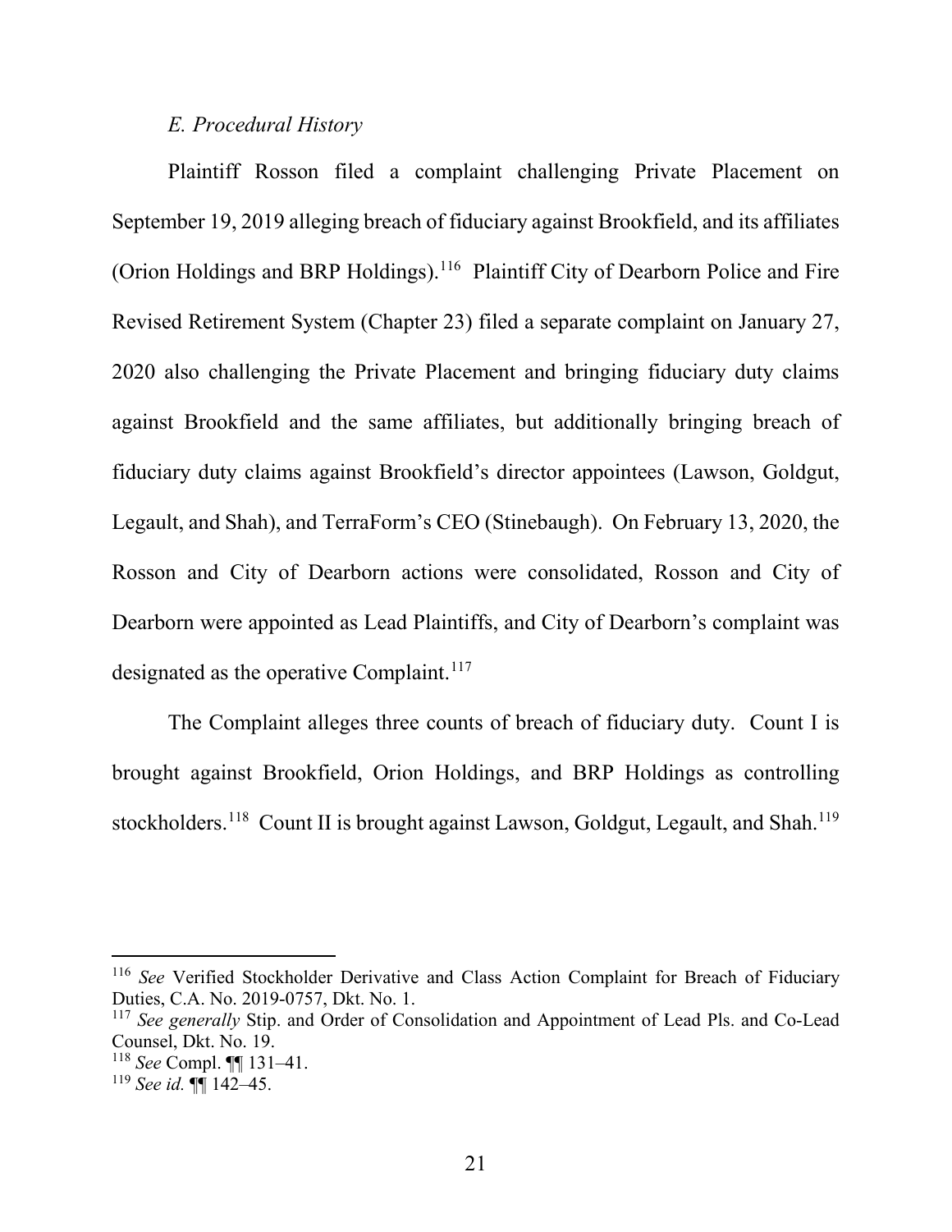### *E. Procedural History*

Plaintiff Rosson filed a complaint challenging Private Placement on September 19, 2019 alleging breach of fiduciary against Brookfield, and its affiliates (Orion Holdings and BRP Holdings).[116] Plaintiff City of Dearborn Police and Fire Revised Retirement System (Chapter 23) filed a separate complaint on January 27, 2020 also challenging the Private Placement and bringing fiduciary duty claims against Brookfield and the same affiliates, but additionally bringing breach of fiduciary duty claims against Brookfield's director appointees (Lawson, Goldgut, Legault, and Shah), and TerraForm's CEO (Stinebaugh). On February 13, 2020, the Rosson and City of Dearborn actions were consolidated, Rosson and City of Dearborn were appointed as Lead Plaintiffs, and City of Dearborn's complaint was designated as the operative Complaint.[117]

The Complaint alleges three counts of breach of fiduciary duty. Count I is brought against Brookfield, Orion Holdings, and BRP Holdings as controlling stockholders.[118] Count II is brought against Lawson, Goldgut, Legault, and Shah.[119]

---

[116] *See* Verified Stockholder Derivative and Class Action Complaint for Breach of Fiduciary Duties, C.A. No. 2019-0757, Dkt. No. 1.

[117] *See generally* Stip. and Order of Consolidation and Appointment of Lead Pls. and Co-Lead Counsel, Dkt. No. 19.

[118] *See* Compl. ¶¶ 131–41.

[119] *See id.* ¶¶ 142–45.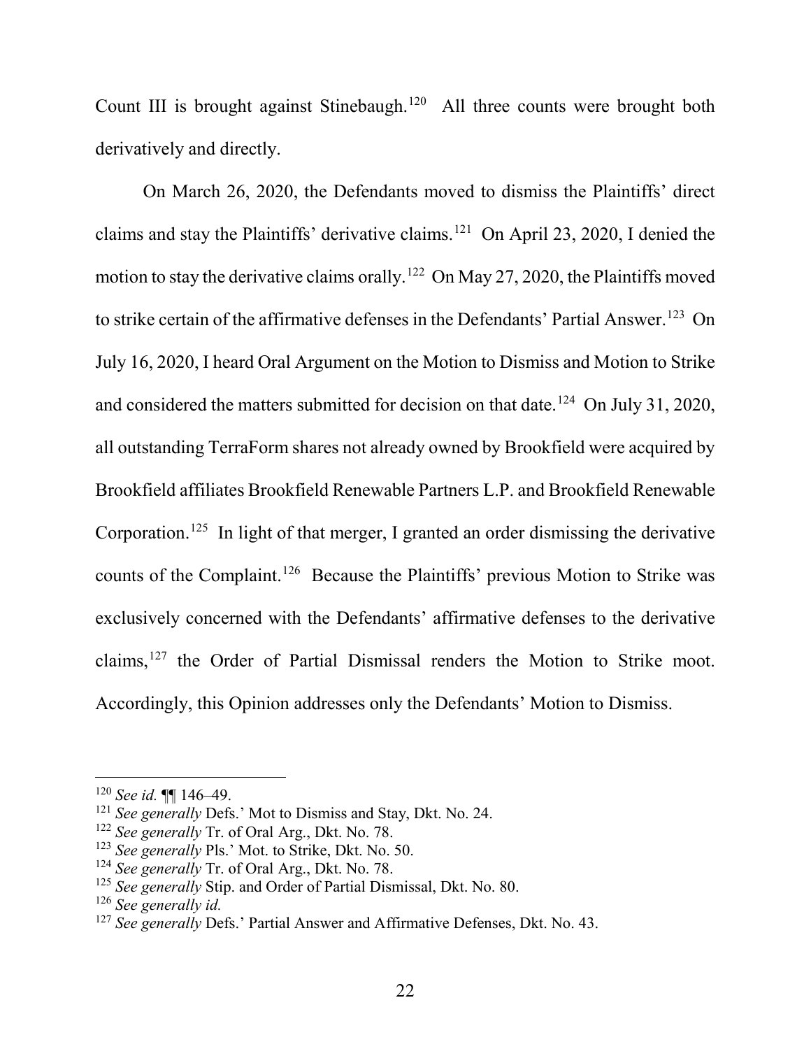Count III is brought against Stinebaugh.[120] All three counts were brought both derivatively and directly.

On March 26, 2020, the Defendants moved to dismiss the Plaintiffs' direct claims and stay the Plaintiffs' derivative claims.[121] On April 23, 2020, I denied the motion to stay the derivative claims orally.[122] On May 27, 2020, the Plaintiffs moved to strike certain of the affirmative defenses in the Defendants' Partial Answer.[123] On July 16, 2020, I heard Oral Argument on the Motion to Dismiss and Motion to Strike and considered the matters submitted for decision on that date.[124] On July 31, 2020, all outstanding TerraForm shares not already owned by Brookfield were acquired by Brookfield affiliates Brookfield Renewable Partners L.P. and Brookfield Renewable Corporation.[125] In light of that merger, I granted an order dismissing the derivative counts of the Complaint.[126] Because the Plaintiffs' previous Motion to Strike was exclusively concerned with the Defendants' affirmative defenses to the derivative claims,[127] the Order of Partial Dismissal renders the Motion to Strike moot. Accordingly, this Opinion addresses only the Defendants' Motion to Dismiss.

---

[120] *See id.* ¶¶ 146–49.

[121] *See generally* Defs.' Mot to Dismiss and Stay, Dkt. No. 24.

[122] *See generally* Tr. of Oral Arg., Dkt. No. 78.

[123] *See generally* Pls.' Mot. to Strike, Dkt. No. 50.

[124] *See generally* Tr. of Oral Arg., Dkt. No. 78.

[125] *See generally* Stip. and Order of Partial Dismissal, Dkt. No. 80.

[126] *See generally id.*

[127] *See generally* Defs.' Partial Answer and Affirmative Defenses, Dkt. No. 43.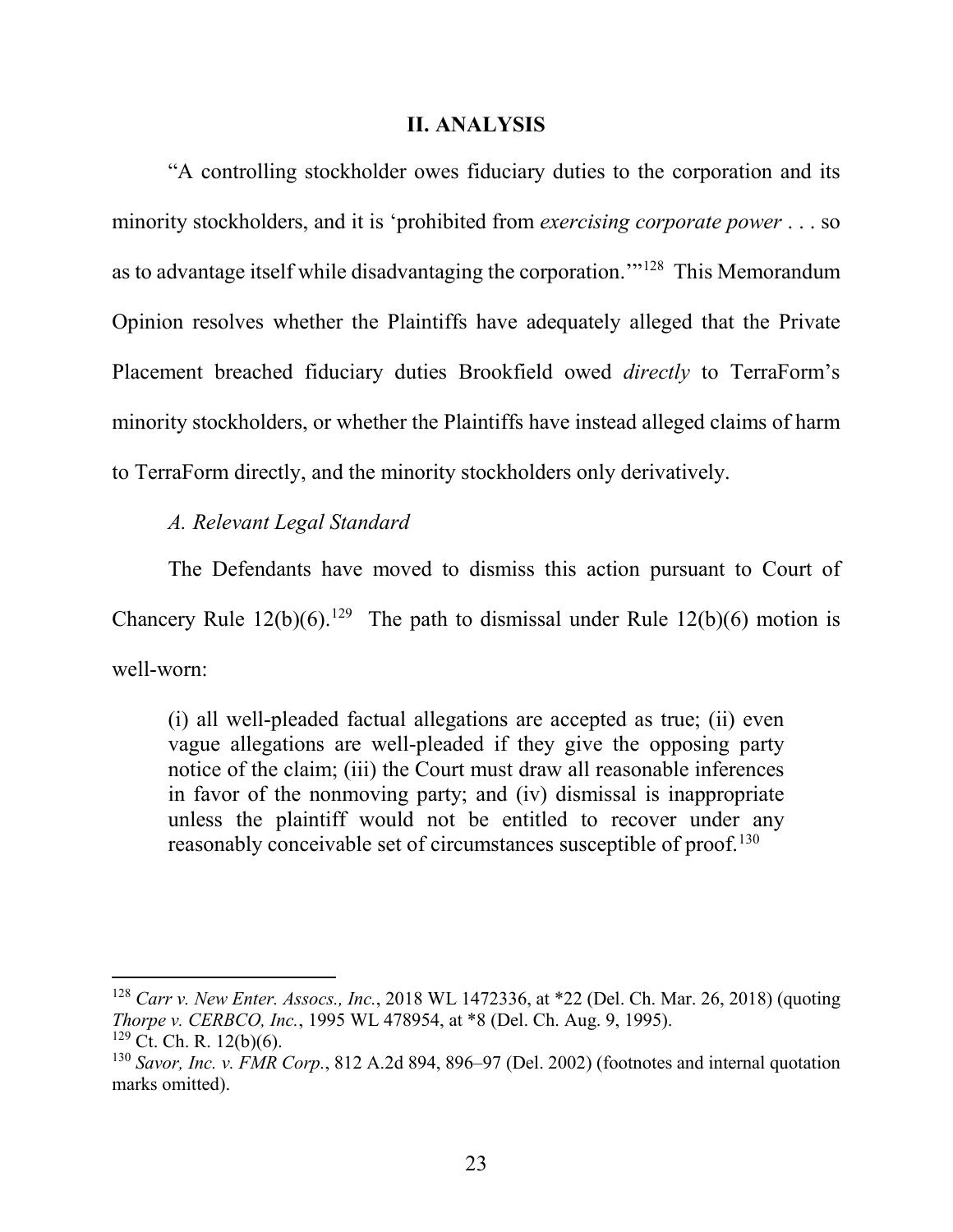## II. ANALYSIS

"A controlling stockholder owes fiduciary duties to the corporation and its minority stockholders, and it is 'prohibited from *exercising corporate power* . . . so as to advantage itself while disadvantaging the corporation.'"[128] This Memorandum Opinion resolves whether the Plaintiffs have adequately alleged that the Private Placement breached fiduciary duties Brookfield owed *directly* to TerraForm's minority stockholders, or whether the Plaintiffs have instead alleged claims of harm to TerraForm directly, and the minority stockholders only derivatively.

### *A. Relevant Legal Standard*

The Defendants have moved to dismiss this action pursuant to Court of Chancery Rule 12(b)(6).[129] The path to dismissal under Rule 12(b)(6) motion is well-worn:

> (i) all well-pleaded factual allegations are accepted as true; (ii) even vague allegations are well-pleaded if they give the opposing party notice of the claim; (iii) the Court must draw all reasonable inferences in favor of the nonmoving party; and (iv) dismissal is inappropriate unless the plaintiff would not be entitled to recover under any reasonably conceivable set of circumstances susceptible of proof.[130]

---

[128] *Carr v. New Enter. Assocs., Inc.*, 2018 WL 1472336, at *22 (Del. Ch. Mar. 26, 2018) (quoting *Thorpe v. CERBCO, Inc.*, 1995 WL 478954, at *8 (Del. Ch. Aug. 9, 1995).

[129] Ct. Ch. R. 12(b)(6).

[130] *Savor, Inc. v. FMR Corp.*, 812 A.2d 894, 896–97 (Del. 2002) (footnotes and internal quotation marks omitted).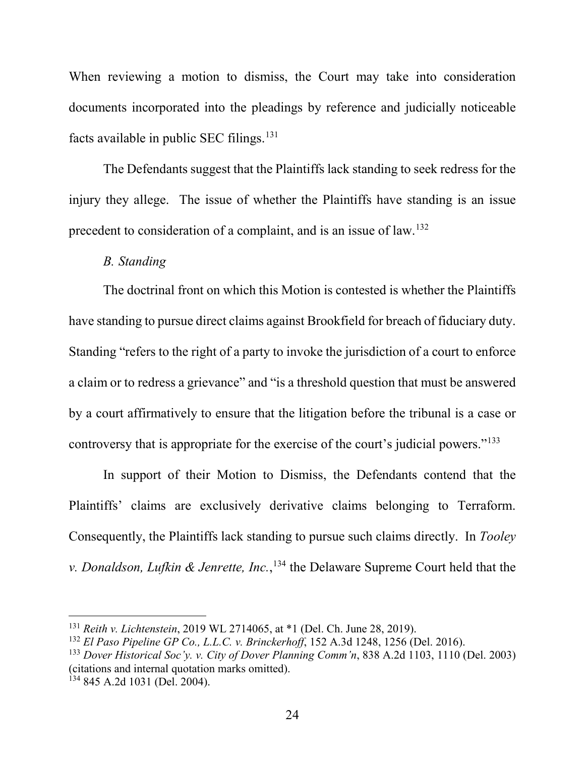When reviewing a motion to dismiss, the Court may take into consideration documents incorporated into the pleadings by reference and judicially noticeable facts available in public SEC filings.[131]

The Defendants suggest that the Plaintiffs lack standing to seek redress for the injury they allege. The issue of whether the Plaintiffs have standing is an issue precedent to consideration of a complaint, and is an issue of law.[132]

*B. Standing*

The doctrinal front on which this Motion is contested is whether the Plaintiffs have standing to pursue direct claims against Brookfield for breach of fiduciary duty. Standing "refers to the right of a party to invoke the jurisdiction of a court to enforce a claim or to redress a grievance" and "is a threshold question that must be answered by a court affirmatively to ensure that the litigation before the tribunal is a case or controversy that is appropriate for the exercise of the court's judicial powers."[133]

In support of their Motion to Dismiss, the Defendants contend that the Plaintiffs' claims are exclusively derivative claims belonging to Terraform. Consequently, the Plaintiffs lack standing to pursue such claims directly. In *Tooley v. Donaldson, Lufkin & Jenrette, Inc.*,[134] the Delaware Supreme Court held that the

---

[131] *Reith v. Lichtenstein*, 2019 WL 2714065, at *1 (Del. Ch. June 28, 2019).

[132] *El Paso Pipeline GP Co., L.L.C. v. Brinckerhoff*, 152 A.3d 1248, 1256 (Del. 2016).

[133] *Dover Historical Soc'y. v. City of Dover Planning Comm'n*, 838 A.2d 1103, 1110 (Del. 2003) (citations and internal quotation marks omitted).

[134] 845 A.2d 1031 (Del. 2004).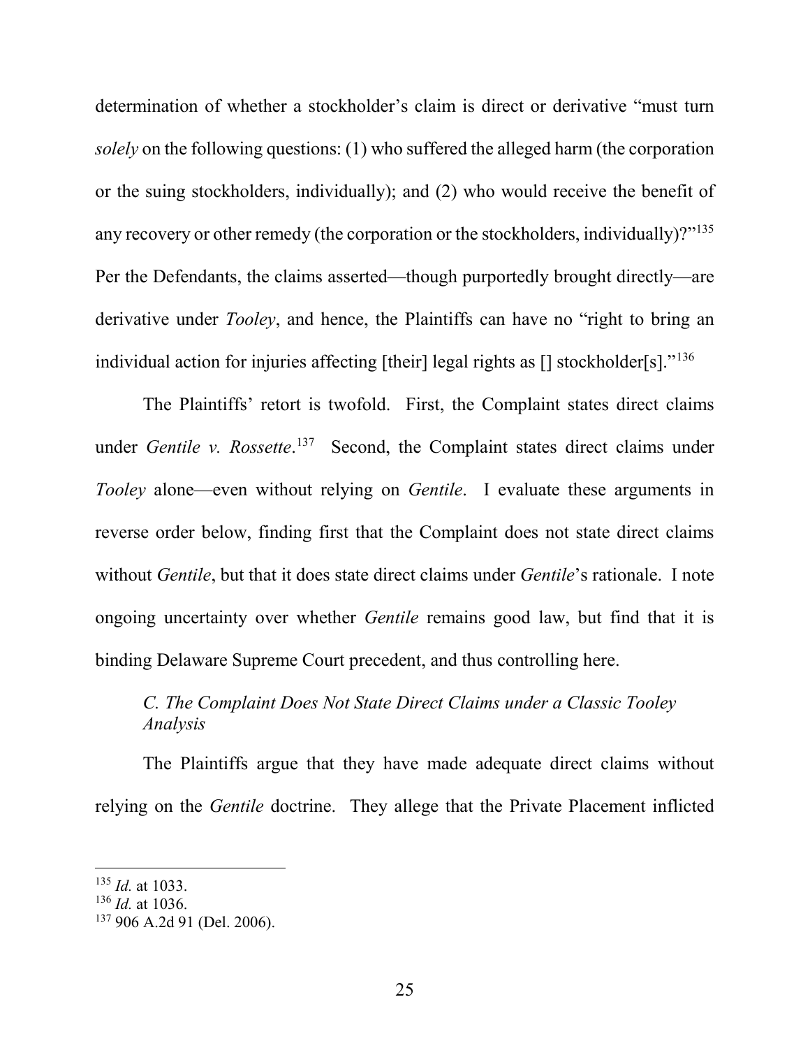determination of whether a stockholder's claim is direct or derivative "must turn *solely* on the following questions: (1) who suffered the alleged harm (the corporation or the suing stockholders, individually); and (2) who would receive the benefit of any recovery or other remedy (the corporation or the stockholders, individually)?"[135] Per the Defendants, the claims asserted—though purportedly brought directly—are derivative under *Tooley*, and hence, the Plaintiffs can have no "right to bring an individual action for injuries affecting [their] legal rights as [] stockholder[s]."[136]

The Plaintiffs' retort is twofold. First, the Complaint states direct claims under *Gentile v. Rossette*.[137] Second, the Complaint states direct claims under *Tooley* alone—even without relying on *Gentile*. I evaluate these arguments in reverse order below, finding first that the Complaint does not state direct claims without *Gentile*, but that it does state direct claims under *Gentile*'s rationale. I note ongoing uncertainty over whether *Gentile* remains good law, but find that it is binding Delaware Supreme Court precedent, and thus controlling here.

### *C. The Complaint Does Not State Direct Claims under a Classic Tooley Analysis*

The Plaintiffs argue that they have made adequate direct claims without relying on the *Gentile* doctrine. They allege that the Private Placement inflicted

---

[135] *Id.* at 1033.

[136] *Id.* at 1036.

[137] 906 A.2d 91 (Del. 2006).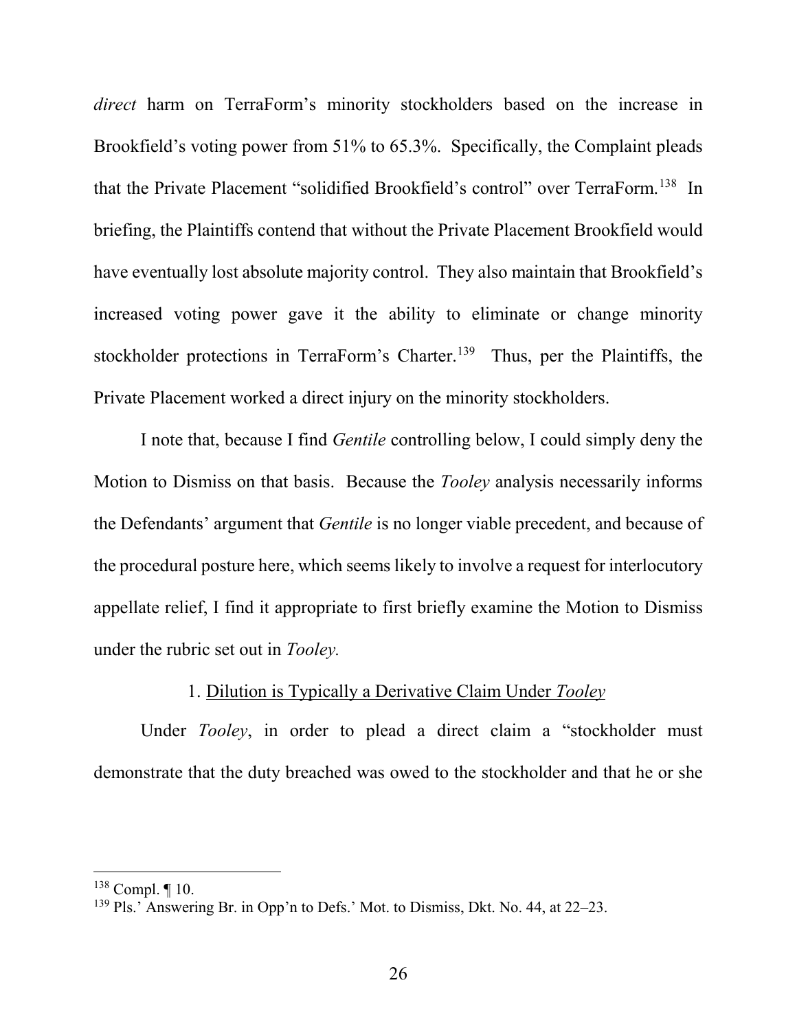*direct* harm on TerraForm's minority stockholders based on the increase in Brookfield's voting power from 51% to 65.3%. Specifically, the Complaint pleads that the Private Placement "solidified Brookfield's control" over TerraForm.[138] In briefing, the Plaintiffs contend that without the Private Placement Brookfield would have eventually lost absolute majority control. They also maintain that Brookfield's increased voting power gave it the ability to eliminate or change minority stockholder protections in TerraForm's Charter.[139] Thus, per the Plaintiffs, the Private Placement worked a direct injury on the minority stockholders.

I note that, because I find *Gentile* controlling below, I could simply deny the Motion to Dismiss on that basis. Because the *Tooley* analysis necessarily informs the Defendants' argument that *Gentile* is no longer viable precedent, and because of the procedural posture here, which seems likely to involve a request for interlocutory appellate relief, I find it appropriate to first briefly examine the Motion to Dismiss under the rubric set out in *Tooley.*

1. Dilution is Typically a Derivative Claim Under *Tooley*

Under *Tooley*, in order to plead a direct claim a "stockholder must demonstrate that the duty breached was owed to the stockholder and that he or she

---

[138] Compl. ¶ 10.

[139] Pls.' Answering Br. in Opp'n to Defs.' Mot. to Dismiss, Dkt. No. 44, at 22–23.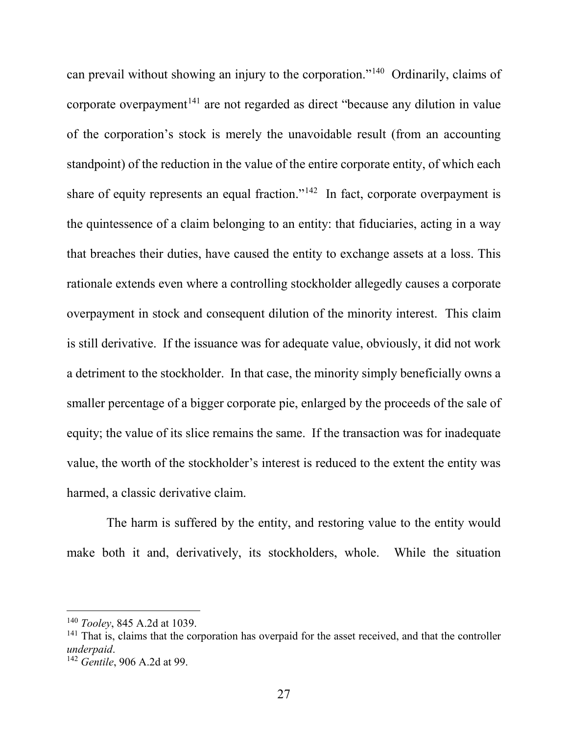can prevail without showing an injury to the corporation."[140] Ordinarily, claims of corporate overpayment[141] are not regarded as direct "because any dilution in value of the corporation's stock is merely the unavoidable result (from an accounting standpoint) of the reduction in the value of the entire corporate entity, of which each share of equity represents an equal fraction."[142] In fact, corporate overpayment is the quintessence of a claim belonging to an entity: that fiduciaries, acting in a way that breaches their duties, have caused the entity to exchange assets at a loss. This rationale extends even where a controlling stockholder allegedly causes a corporate overpayment in stock and consequent dilution of the minority interest. This claim is still derivative. If the issuance was for adequate value, obviously, it did not work a detriment to the stockholder. In that case, the minority simply beneficially owns a smaller percentage of a bigger corporate pie, enlarged by the proceeds of the sale of equity; the value of its slice remains the same. If the transaction was for inadequate value, the worth of the stockholder's interest is reduced to the extent the entity was harmed, a classic derivative claim.

The harm is suffered by the entity, and restoring value to the entity would make both it and, derivatively, its stockholders, whole. While the situation

---

[140] *Tooley*, 845 A.2d at 1039.

[141] That is, claims that the corporation has overpaid for the asset received, and that the controller *underpaid*.

[142] *Gentile*, 906 A.2d at 99.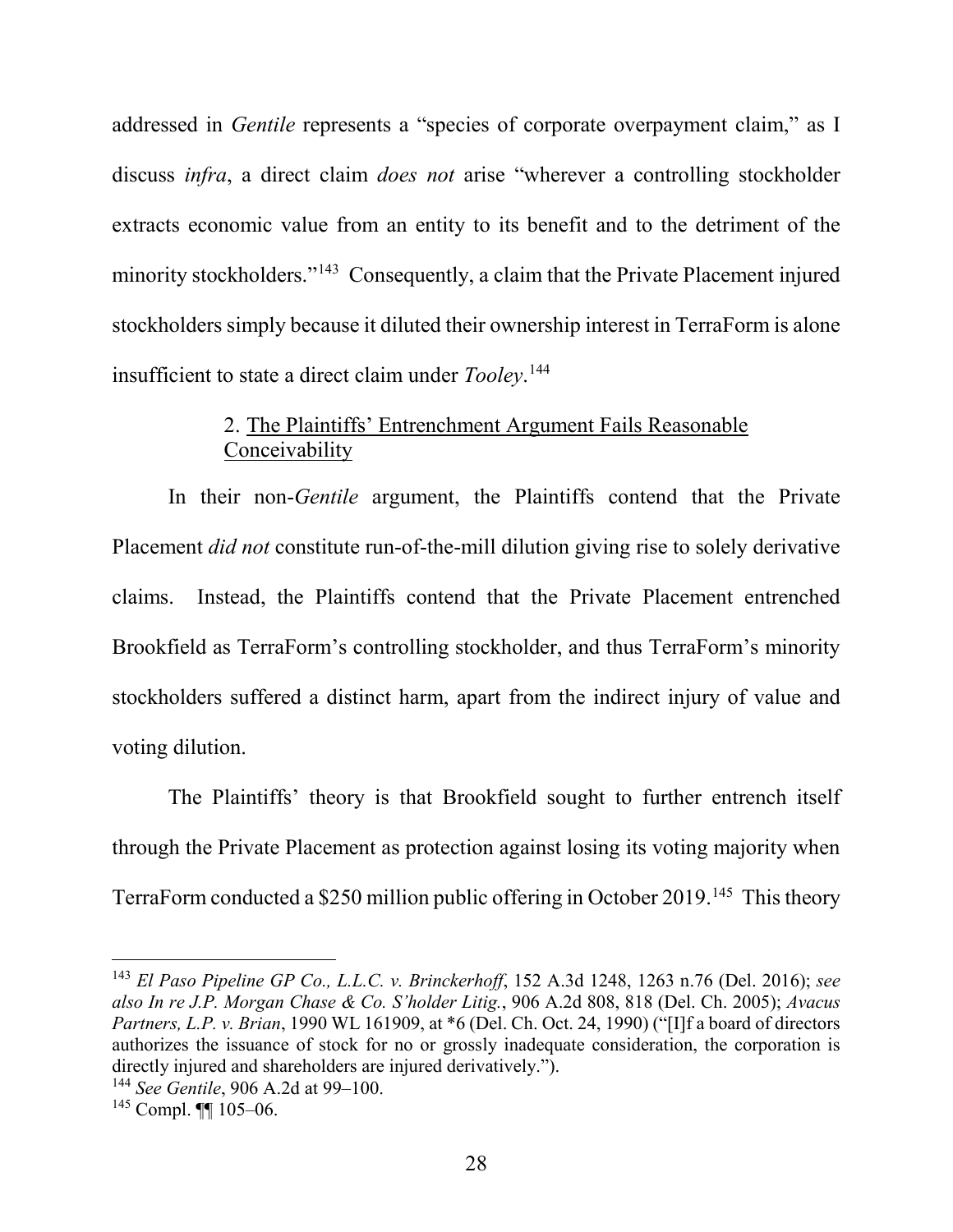addressed in *Gentile* represents a "species of corporate overpayment claim," as I discuss *infra*, a direct claim *does not* arise "wherever a controlling stockholder extracts economic value from an entity to its benefit and to the detriment of the minority stockholders."[143] Consequently, a claim that the Private Placement injured stockholders simply because it diluted their ownership interest in TerraForm is alone insufficient to state a direct claim under *Tooley*.[144]

### 2. <u>The Plaintiffs' Entrenchment Argument Fails Reasonable Conceivability</u>

In their non-*Gentile* argument, the Plaintiffs contend that the Private Placement *did not* constitute run-of-the-mill dilution giving rise to solely derivative claims. Instead, the Plaintiffs contend that the Private Placement entrenched Brookfield as TerraForm's controlling stockholder, and thus TerraForm's minority stockholders suffered a distinct harm, apart from the indirect injury of value and voting dilution.

The Plaintiffs' theory is that Brookfield sought to further entrench itself through the Private Placement as protection against losing its voting majority when TerraForm conducted a $250 million public offering in October 2019.[145] This theory

---

[143] *El Paso Pipeline GP Co., L.L.C. v. Brinckerhoff*, 152 A.3d 1248, 1263 n.76 (Del. 2016); *see also In re J.P. Morgan Chase & Co. S'holder Litig.*, 906 A.2d 808, 818 (Del. Ch. 2005); *Avacus Partners, L.P. v. Brian*, 1990 WL 161909, at *6 (Del. Ch. Oct. 24, 1990) ("[I]f a board of directors authorizes the issuance of stock for no or grossly inadequate consideration, the corporation is directly injured and shareholders are injured derivatively.").

[144] *See Gentile*, 906 A.2d at 99–100.

[145] Compl. ¶¶ 105–06.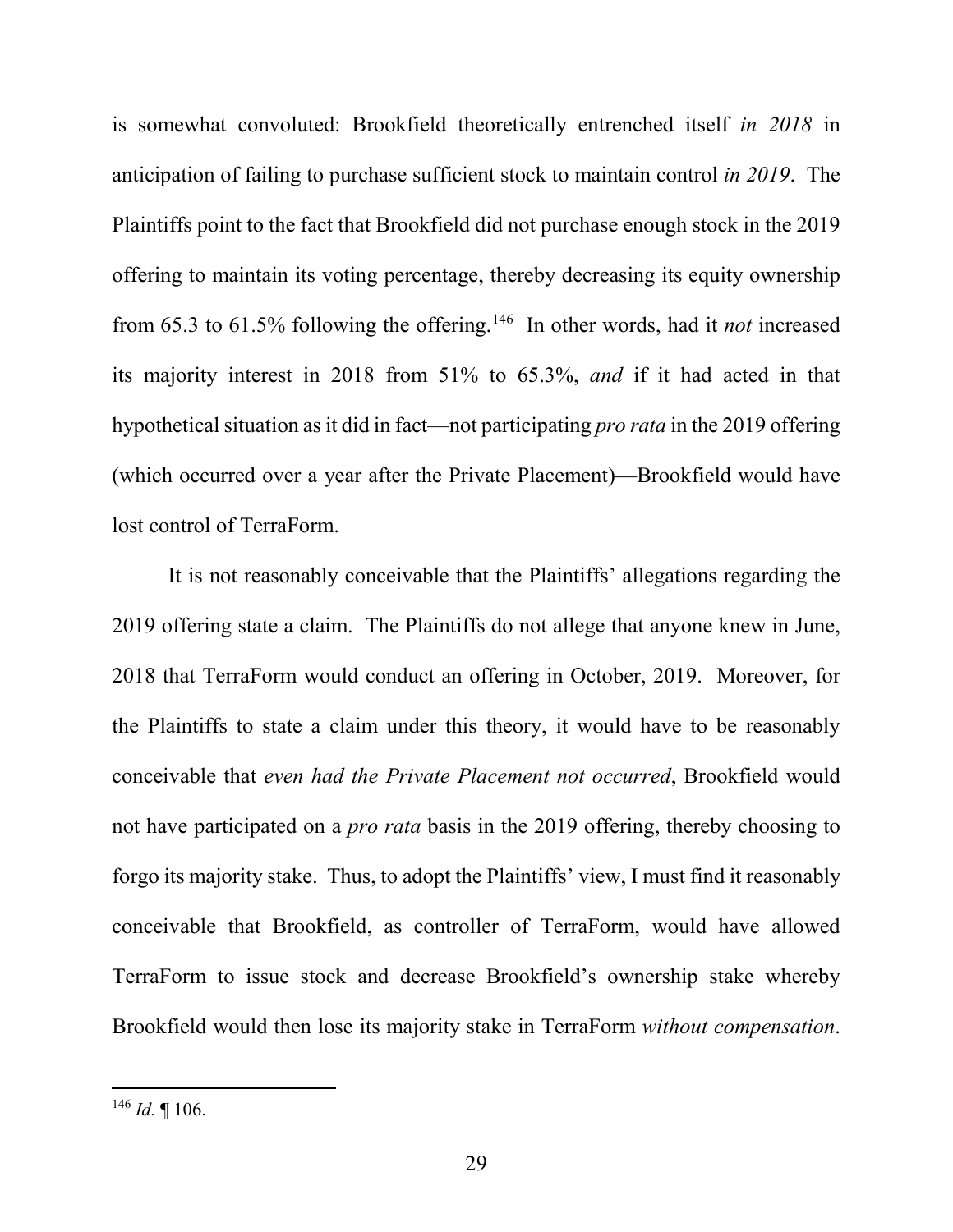is somewhat convoluted: Brookfield theoretically entrenched itself *in 2018* in anticipation of failing to purchase sufficient stock to maintain control *in 2019*. The Plaintiffs point to the fact that Brookfield did not purchase enough stock in the 2019 offering to maintain its voting percentage, thereby decreasing its equity ownership from 65.3 to 61.5% following the offering.[146] In other words, had it *not* increased its majority interest in 2018 from 51% to 65.3%, *and* if it had acted in that hypothetical situation as it did in fact—not participating *pro rata* in the 2019 offering (which occurred over a year after the Private Placement)—Brookfield would have lost control of TerraForm.

It is not reasonably conceivable that the Plaintiffs' allegations regarding the 2019 offering state a claim. The Plaintiffs do not allege that anyone knew in June, 2018 that TerraForm would conduct an offering in October, 2019. Moreover, for the Plaintiffs to state a claim under this theory, it would have to be reasonably conceivable that *even had the Private Placement not occurred*, Brookfield would not have participated on a *pro rata* basis in the 2019 offering, thereby choosing to forgo its majority stake. Thus, to adopt the Plaintiffs' view, I must find it reasonably conceivable that Brookfield, as controller of TerraForm, would have allowed TerraForm to issue stock and decrease Brookfield's ownership stake whereby Brookfield would then lose its majority stake in TerraForm *without compensation*.

---

[146] *Id.* ¶ 106.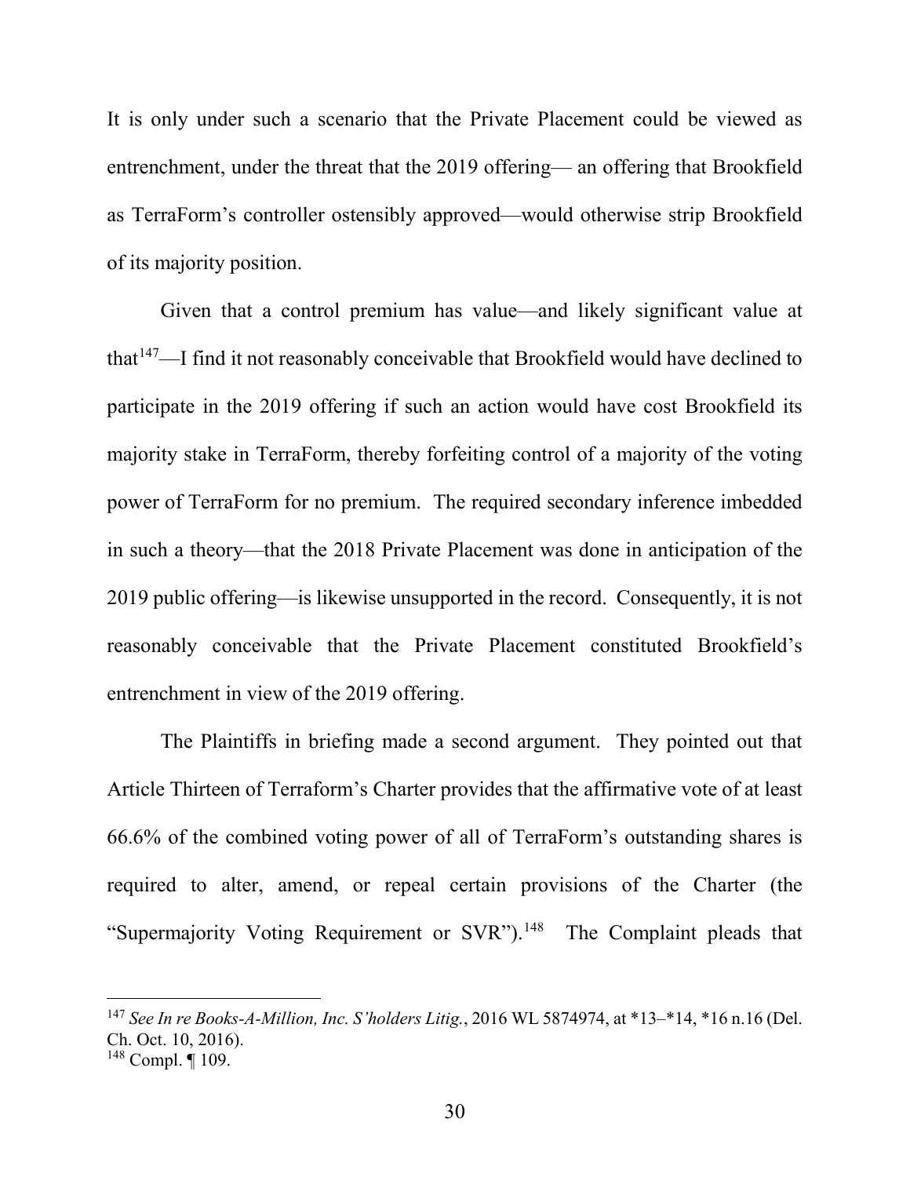It is only under such a scenario that the Private Placement could be viewed as entrenchment, under the threat that the 2019 offering— an offering that Brookfield as TerraForm's controller ostensibly approved—would otherwise strip Brookfield of its majority position.

Given that a control premium has value—and likely significant value at that[147]—I find it not reasonably conceivable that Brookfield would have declined to participate in the 2019 offering if such an action would have cost Brookfield its majority stake in TerraForm, thereby forfeiting control of a majority of the voting power of TerraForm for no premium. The required secondary inference imbedded in such a theory—that the 2018 Private Placement was done in anticipation of the 2019 public offering—is likewise unsupported in the record. Consequently, it is not reasonably conceivable that the Private Placement constituted Brookfield's entrenchment in view of the 2019 offering.

The Plaintiffs in briefing made a second argument. They pointed out that Article Thirteen of Terraform's Charter provides that the affirmative vote of at least 66.6% of the combined voting power of all of TerraForm's outstanding shares is required to alter, amend, or repeal certain provisions of the Charter (the "Supermajority Voting Requirement or SVR").[148] The Complaint pleads that

---

[147] *See In re Books-A-Million, Inc. S'holders Litig.*, 2016 WL 5874974, at *13–*14, *16 n.16 (Del. Ch. Oct. 10, 2016).

[148] Compl. ¶ 109.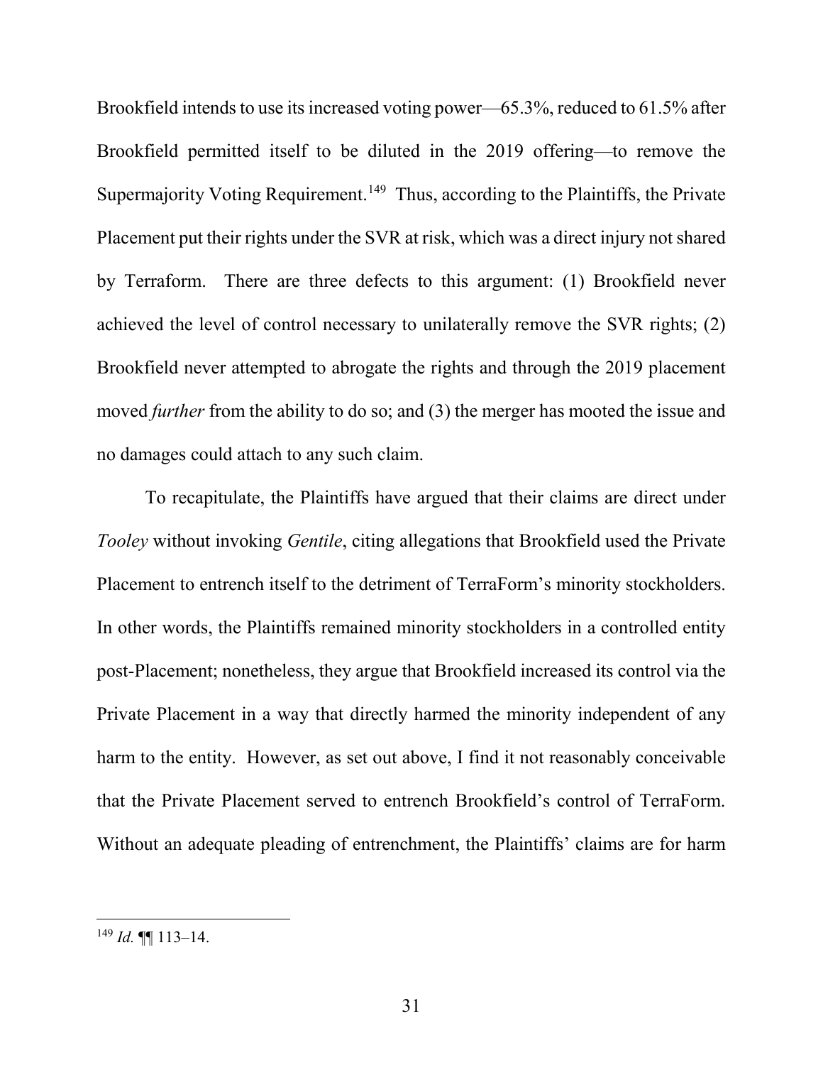Brookfield intends to use its increased voting power—65.3%, reduced to 61.5% after Brookfield permitted itself to be diluted in the 2019 offering—to remove the Supermajority Voting Requirement.[149] Thus, according to the Plaintiffs, the Private Placement put their rights under the SVR at risk, which was a direct injury not shared by Terraform. There are three defects to this argument: (1) Brookfield never achieved the level of control necessary to unilaterally remove the SVR rights; (2) Brookfield never attempted to abrogate the rights and through the 2019 placement moved *further* from the ability to do so; and (3) the merger has mooted the issue and no damages could attach to any such claim.

To recapitulate, the Plaintiffs have argued that their claims are direct under *Tooley* without invoking *Gentile*, citing allegations that Brookfield used the Private Placement to entrench itself to the detriment of TerraForm's minority stockholders. In other words, the Plaintiffs remained minority stockholders in a controlled entity post-Placement; nonetheless, they argue that Brookfield increased its control via the Private Placement in a way that directly harmed the minority independent of any harm to the entity. However, as set out above, I find it not reasonably conceivable that the Private Placement served to entrench Brookfield's control of TerraForm. Without an adequate pleading of entrenchment, the Plaintiffs' claims are for harm

[149] *Id.* ¶¶ 113–14.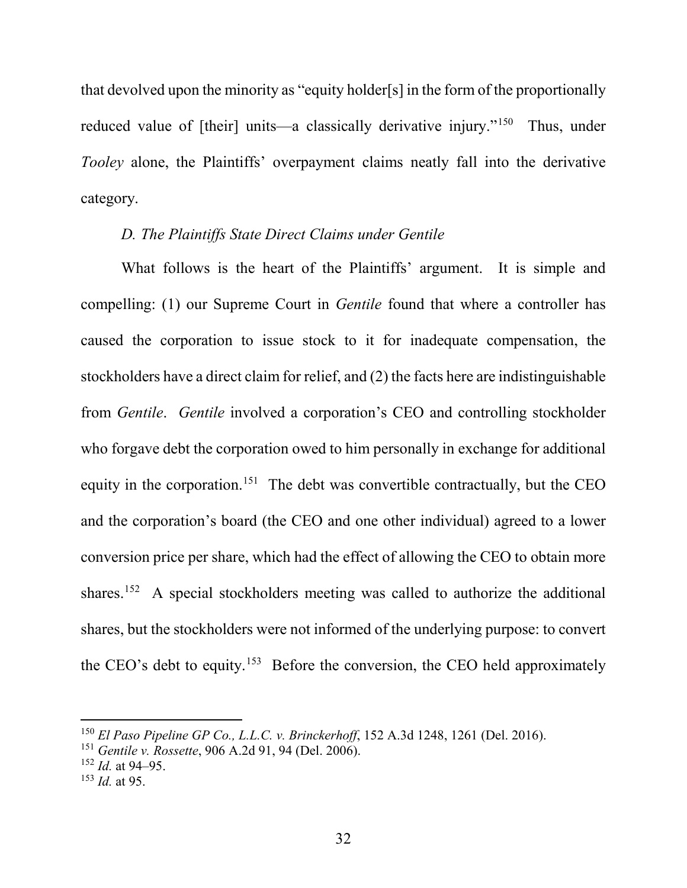that devolved upon the minority as "equity holder[s] in the form of the proportionally reduced value of [their] units—a classically derivative injury."[150] Thus, under *Tooley* alone, the Plaintiffs' overpayment claims neatly fall into the derivative category.

*D. The Plaintiffs State Direct Claims under Gentile*

What follows is the heart of the Plaintiffs' argument. It is simple and compelling: (1) our Supreme Court in *Gentile* found that where a controller has caused the corporation to issue stock to it for inadequate compensation, the stockholders have a direct claim for relief, and (2) the facts here are indistinguishable from *Gentile*. *Gentile* involved a corporation's CEO and controlling stockholder who forgave debt the corporation owed to him personally in exchange for additional equity in the corporation.[151] The debt was convertible contractually, but the CEO and the corporation's board (the CEO and one other individual) agreed to a lower conversion price per share, which had the effect of allowing the CEO to obtain more shares.[152] A special stockholders meeting was called to authorize the additional shares, but the stockholders were not informed of the underlying purpose: to convert the CEO's debt to equity.[153] Before the conversion, the CEO held approximately

---

[150] *El Paso Pipeline GP Co., L.L.C. v. Brinckerhoff*, 152 A.3d 1248, 1261 (Del. 2016).

[151] *Gentile v. Rossette*, 906 A.2d 91, 94 (Del. 2006).

[152] *Id.* at 94–95.

[153] *Id.* at 95.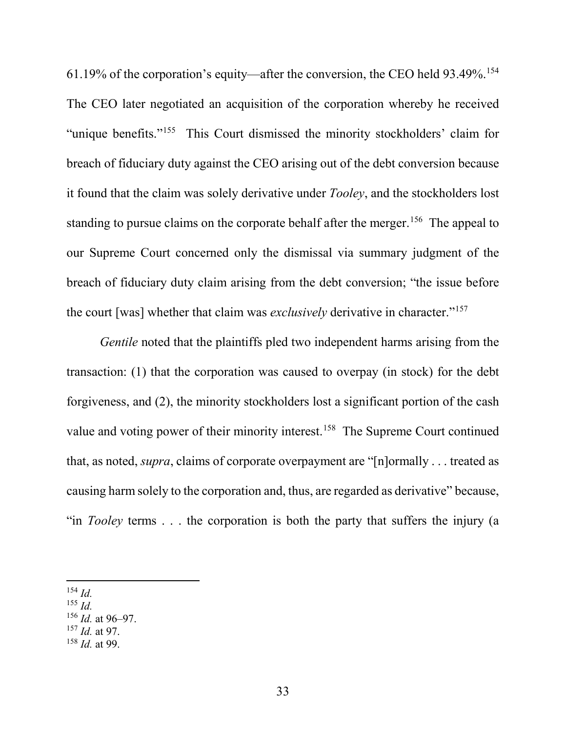61.19% of the corporation's equity—after the conversion, the CEO held 93.49%.[154] The CEO later negotiated an acquisition of the corporation whereby he received "unique benefits."[155] This Court dismissed the minority stockholders' claim for breach of fiduciary duty against the CEO arising out of the debt conversion because it found that the claim was solely derivative under *Tooley*, and the stockholders lost standing to pursue claims on the corporate behalf after the merger.[156] The appeal to our Supreme Court concerned only the dismissal via summary judgment of the breach of fiduciary duty claim arising from the debt conversion; "the issue before the court [was] whether that claim was *exclusively* derivative in character."[157]

*Gentile* noted that the plaintiffs pled two independent harms arising from the transaction: (1) that the corporation was caused to overpay (in stock) for the debt forgiveness, and (2), the minority stockholders lost a significant portion of the cash value and voting power of their minority interest.[158] The Supreme Court continued that, as noted, *supra*, claims of corporate overpayment are "[n]ormally . . . treated as causing harm solely to the corporation and, thus, are regarded as derivative" because, "in *Tooley* terms . . . the corporation is both the party that suffers the injury (a

---

[154] *Id.*
[155] *Id.*
[156] *Id.* at 96–97.
[157] *Id.* at 97.
[158] *Id.* at 99.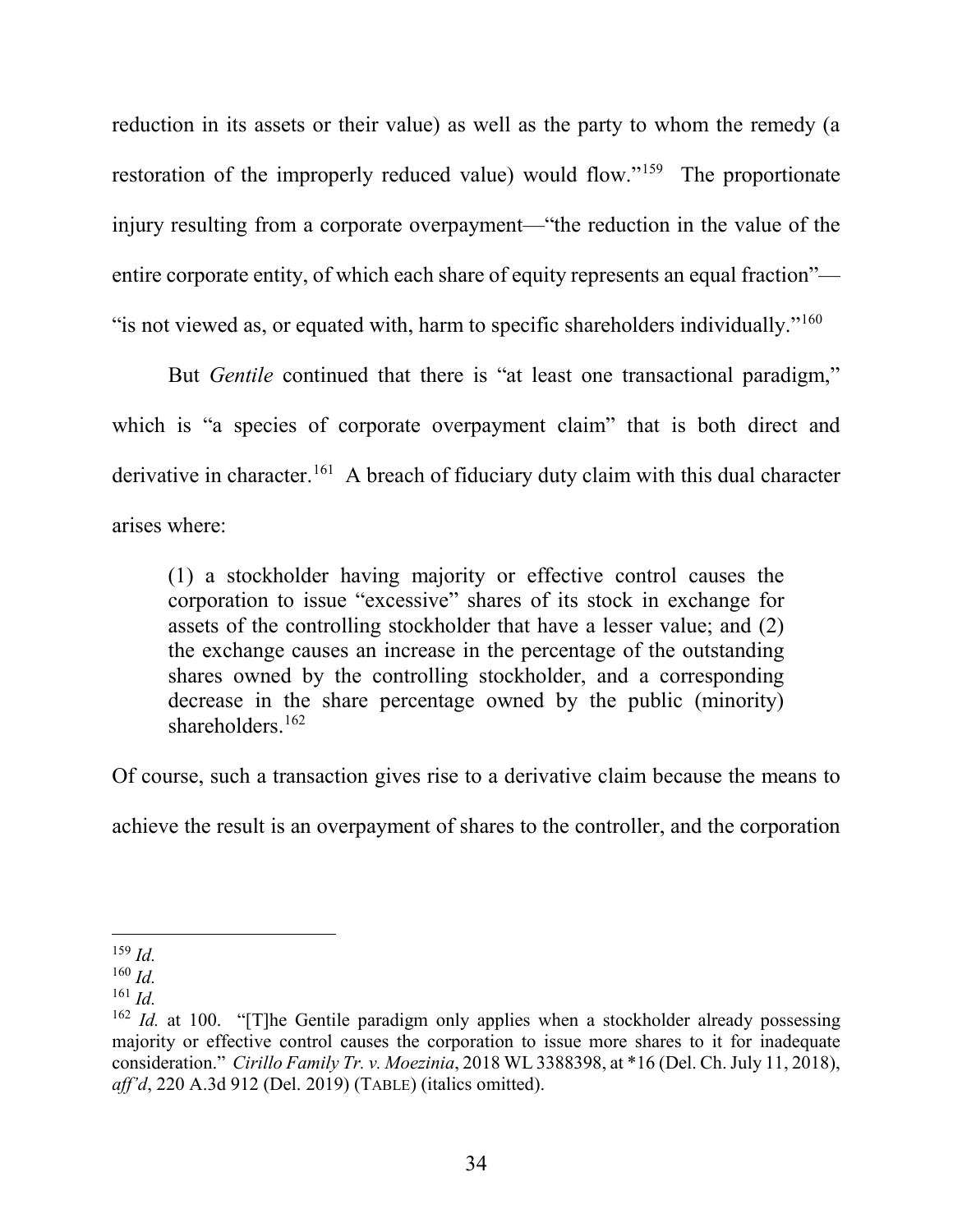reduction in its assets or their value) as well as the party to whom the remedy (a restoration of the improperly reduced value) would flow."[159] The proportionate injury resulting from a corporate overpayment—"the reduction in the value of the entire corporate entity, of which each share of equity represents an equal fraction"—"is not viewed as, or equated with, harm to specific shareholders individually."[160]

But *Gentile* continued that there is "at least one transactional paradigm," which is "a species of corporate overpayment claim" that is both direct and derivative in character.[161] A breach of fiduciary duty claim with this dual character arises where:

> (1) a stockholder having majority or effective control causes the corporation to issue "excessive" shares of its stock in exchange for assets of the controlling stockholder that have a lesser value; and (2) the exchange causes an increase in the percentage of the outstanding shares owned by the controlling stockholder, and a corresponding decrease in the share percentage owned by the public (minority) shareholders.[162]

Of course, such a transaction gives rise to a derivative claim because the means to achieve the result is an overpayment of shares to the controller, and the corporation

---

[159] *Id.*

[160] *Id.*

[161] *Id.*

[162] *Id.* at 100. "[T]he Gentile paradigm only applies when a stockholder already possessing majority or effective control causes the corporation to issue more shares to it for inadequate consideration." *Cirillo Family Tr. v. Moezinia*, 2018 WL 3388398, at *16 (Del. Ch. July 11, 2018), *aff'd*, 220 A.3d 912 (Del. 2019) (TABLE) (italics omitted).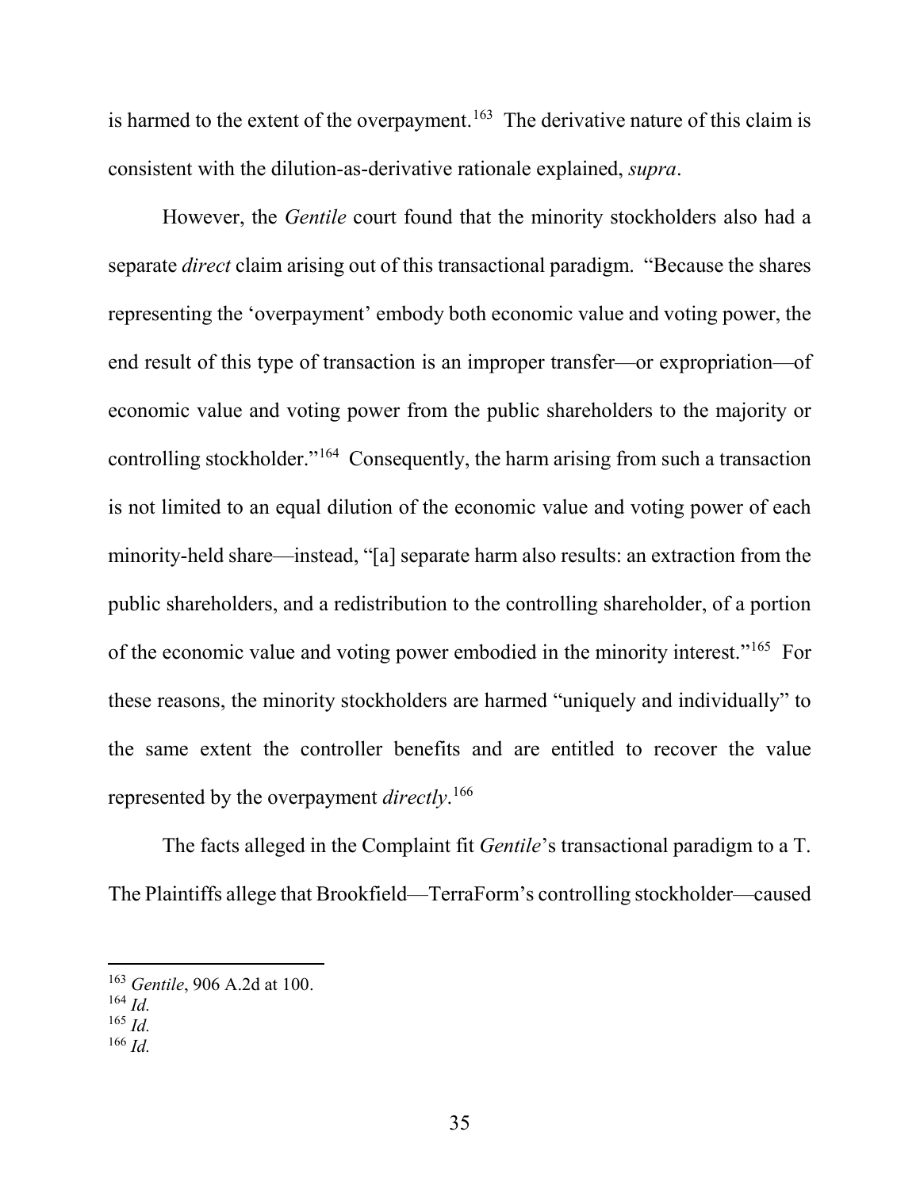is harmed to the extent of the overpayment.[163] The derivative nature of this claim is consistent with the dilution-as-derivative rationale explained, *supra*.

However, the *Gentile* court found that the minority stockholders also had a separate *direct* claim arising out of this transactional paradigm. "Because the shares representing the 'overpayment' embody both economic value and voting power, the end result of this type of transaction is an improper transfer—or expropriation—of economic value and voting power from the public shareholders to the majority or controlling stockholder."[164] Consequently, the harm arising from such a transaction is not limited to an equal dilution of the economic value and voting power of each minority-held share—instead, "[a] separate harm also results: an extraction from the public shareholders, and a redistribution to the controlling shareholder, of a portion of the economic value and voting power embodied in the minority interest."[165] For these reasons, the minority stockholders are harmed "uniquely and individually" to the same extent the controller benefits and are entitled to recover the value represented by the overpayment *directly*.[166]

The facts alleged in the Complaint fit *Gentile*'s transactional paradigm to a T. The Plaintiffs allege that Brookfield—TerraForm's controlling stockholder—caused

---

[163] *Gentile*, 906 A.2d at 100.

[164] *Id.*

[165] *Id.*

[166] *Id.*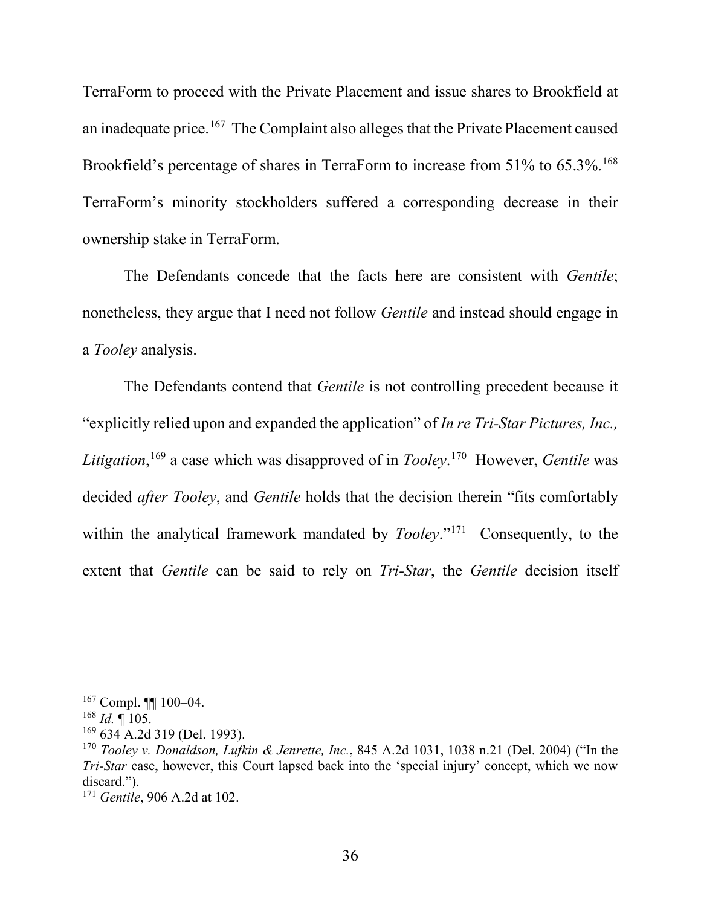TerraForm to proceed with the Private Placement and issue shares to Brookfield at an inadequate price.[167] The Complaint also alleges that the Private Placement caused Brookfield's percentage of shares in TerraForm to increase from 51% to 65.3%.[168] TerraForm's minority stockholders suffered a corresponding decrease in their ownership stake in TerraForm.

The Defendants concede that the facts here are consistent with *Gentile*; nonetheless, they argue that I need not follow *Gentile* and instead should engage in a *Tooley* analysis.

The Defendants contend that *Gentile* is not controlling precedent because it "explicitly relied upon and expanded the application" of *In re Tri-Star Pictures, Inc., Litigation*,[169] a case which was disapproved of in *Tooley*.[170] However, *Gentile* was decided *after Tooley*, and *Gentile* holds that the decision therein "fits comfortably within the analytical framework mandated by *Tooley*."[171] Consequently, to the extent that *Gentile* can be said to rely on *Tri-Star*, the *Gentile* decision itself

---

[167] Compl. ¶¶ 100–04.

[168] *Id.* ¶ 105.

[169] 634 A.2d 319 (Del. 1993).

[170] *Tooley v. Donaldson, Lufkin & Jenrette, Inc.*, 845 A.2d 1031, 1038 n.21 (Del. 2004) ("In the *Tri-Star* case, however, this Court lapsed back into the 'special injury' concept, which we now discard.").

[171] *Gentile*, 906 A.2d at 102.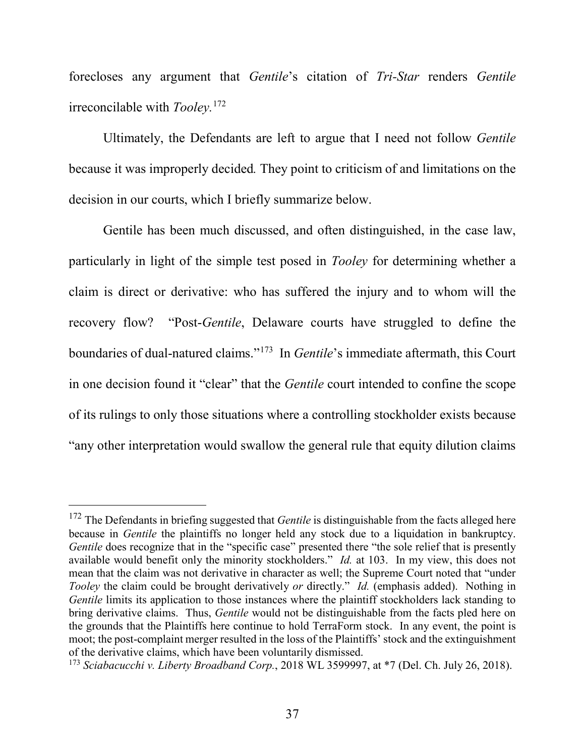forecloses any argument that *Gentile*'s citation of *Tri-Star* renders *Gentile* irreconcilable with *Tooley*.[172]

Ultimately, the Defendants are left to argue that I need not follow *Gentile* because it was improperly decided. They point to criticism of and limitations on the decision in our courts, which I briefly summarize below.

Gentile has been much discussed, and often distinguished, in the case law, particularly in light of the simple test posed in *Tooley* for determining whether a claim is direct or derivative: who has suffered the injury and to whom will the recovery flow? "Post-*Gentile*, Delaware courts have struggled to define the boundaries of dual-natured claims."[173] In *Gentile*'s immediate aftermath, this Court in one decision found it "clear" that the *Gentile* court intended to confine the scope of its rulings to only those situations where a controlling stockholder exists because "any other interpretation would swallow the general rule that equity dilution claims

---

[172] The Defendants in briefing suggested that *Gentile* is distinguishable from the facts alleged here because in *Gentile* the plaintiffs no longer held any stock due to a liquidation in bankruptcy. *Gentile* does recognize that in the "specific case" presented there "the sole relief that is presently available would benefit only the minority stockholders." *Id.* at 103. In my view, this does not mean that the claim was not derivative in character as well; the Supreme Court noted that "under *Tooley* the claim could be brought derivatively *or* directly." *Id.* (emphasis added). Nothing in *Gentile* limits its application to those instances where the plaintiff stockholders lack standing to bring derivative claims. Thus, *Gentile* would not be distinguishable from the facts pled here on the grounds that the Plaintiffs here continue to hold TerraForm stock. In any event, the point is moot; the post-complaint merger resulted in the loss of the Plaintiffs' stock and the extinguishment of the derivative claims, which have been voluntarily dismissed.

[173] *Sciabacucchi v. Liberty Broadband Corp.*, 2018 WL 3599997, at *7 (Del. Ch. July 26, 2018).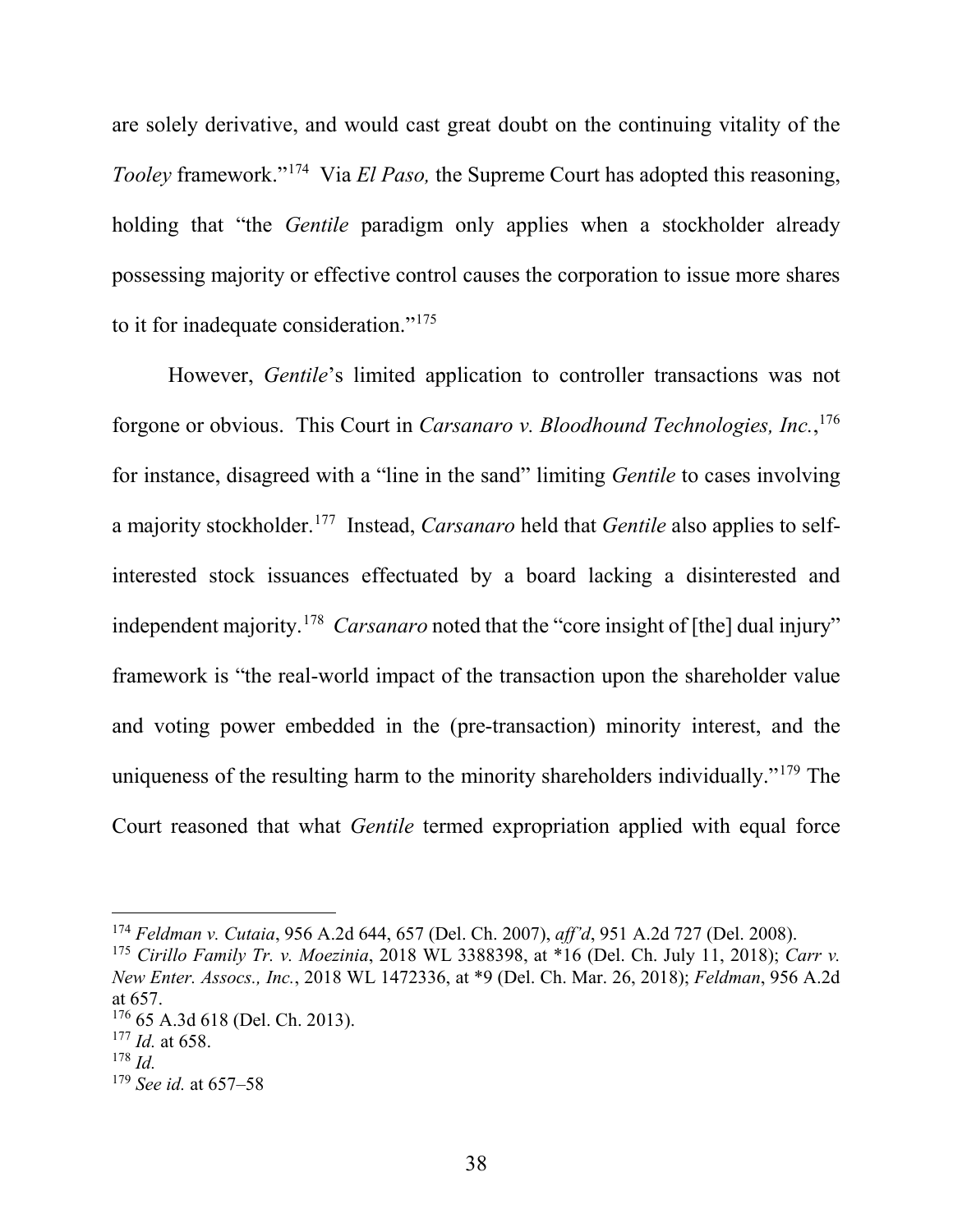are solely derivative, and would cast great doubt on the continuing vitality of the *Tooley* framework."[174] Via *El Paso,* the Supreme Court has adopted this reasoning, holding that "the *Gentile* paradigm only applies when a stockholder already possessing majority or effective control causes the corporation to issue more shares to it for inadequate consideration."[175]

However, *Gentile*'s limited application to controller transactions was not forgone or obvious. This Court in *Carsanaro v. Bloodhound Technologies, Inc.*,[176] for instance, disagreed with a "line in the sand" limiting *Gentile* to cases involving a majority stockholder.[177] Instead, *Carsanaro* held that *Gentile* also applies to self-interested stock issuances effectuated by a board lacking a disinterested and independent majority.[178] *Carsanaro* noted that the "core insight of [the] dual injury" framework is "the real-world impact of the transaction upon the shareholder value and voting power embedded in the (pre-transaction) minority interest, and the uniqueness of the resulting harm to the minority shareholders individually."[179] The Court reasoned that what *Gentile* termed expropriation applied with equal force

---

[174] *Feldman v. Cutaia*, 956 A.2d 644, 657 (Del. Ch. 2007), *aff'd*, 951 A.2d 727 (Del. 2008).

[175] *Cirillo Family Tr. v. Moezinia*, 2018 WL 3388398, at *16 (Del. Ch. July 11, 2018); *Carr v. New Enter. Assocs., Inc.*, 2018 WL 1472336, at *9 (Del. Ch. Mar. 26, 2018); *Feldman*, 956 A.2d at 657.

[176] 65 A.3d 618 (Del. Ch. 2013).

[177] *Id.* at 658.

[178] *Id.*

[179] *See id.* at 657–58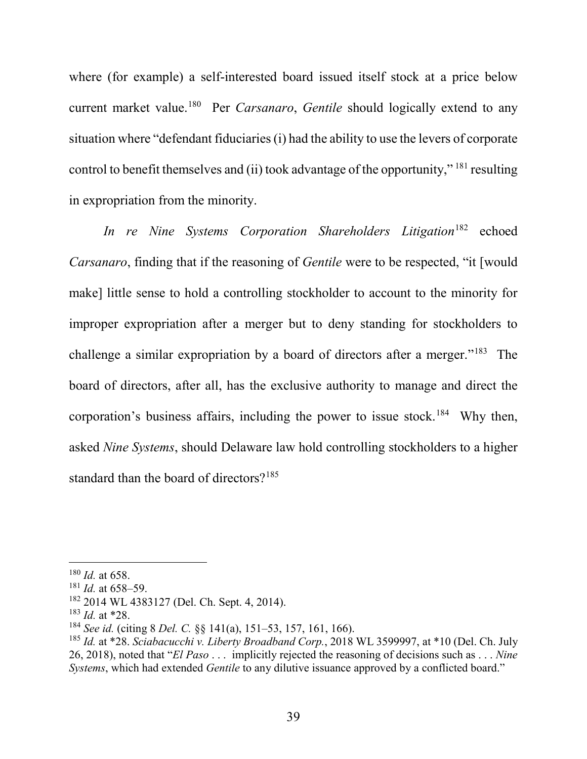where (for example) a self-interested board issued itself stock at a price below current market value.[180] Per *Carsanaro*, *Gentile* should logically extend to any situation where "defendant fiduciaries (i) had the ability to use the levers of corporate control to benefit themselves and (ii) took advantage of the opportunity,"[181] resulting in expropriation from the minority.

*In re Nine Systems Corporation Shareholders Litigation*[182] echoed *Carsanaro*, finding that if the reasoning of *Gentile* were to be respected, "it [would make] little sense to hold a controlling stockholder to account to the minority for improper expropriation after a merger but to deny standing for stockholders to challenge a similar expropriation by a board of directors after a merger."[183] The board of directors, after all, has the exclusive authority to manage and direct the corporation's business affairs, including the power to issue stock.[184] Why then, asked *Nine Systems*, should Delaware law hold controlling stockholders to a higher standard than the board of directors?[185]

---

[180] *Id.* at 658.

[181] *Id.* at 658–59.

[182] 2014 WL 4383127 (Del. Ch. Sept. 4, 2014).

[183] *Id.* at *28.

[184] *See id.* (citing 8 *Del. C.* §§ 141(a), 151–53, 157, 161, 166).

[185] *Id.* at *28. *Sciabacucchi v. Liberty Broadband Corp.*, 2018 WL 3599997, at *10 (Del. Ch. July 26, 2018), noted that "*El Paso* . . . implicitly rejected the reasoning of decisions such as . . . *Nine Systems*, which had extended *Gentile* to any dilutive issuance approved by a conflicted board."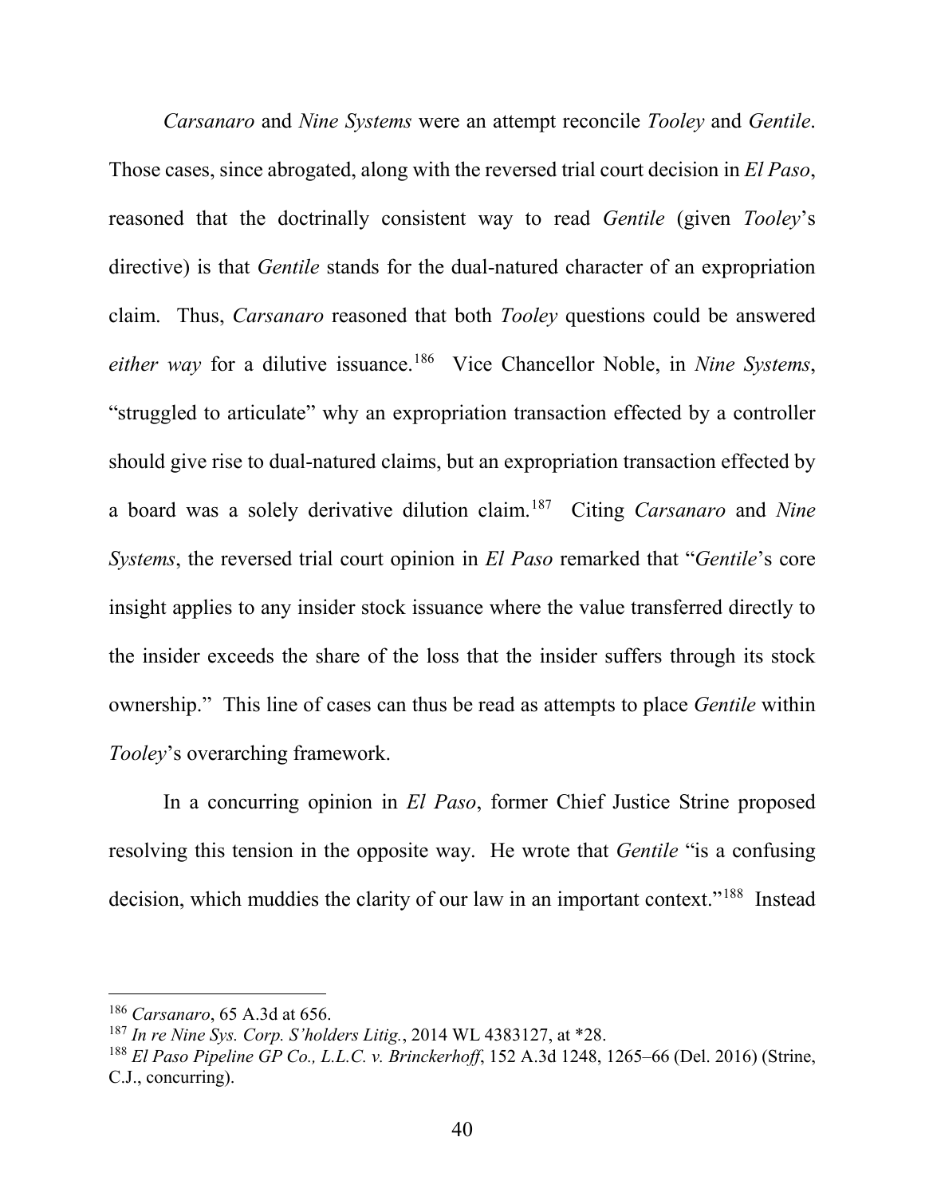*Carsanaro* and *Nine Systems* were an attempt reconcile *Tooley* and *Gentile*. Those cases, since abrogated, along with the reversed trial court decision in *El Paso*, reasoned that the doctrinally consistent way to read *Gentile* (given *Tooley*'s directive) is that *Gentile* stands for the dual-natured character of an expropriation claim. Thus, *Carsanaro* reasoned that both *Tooley* questions could be answered *either way* for a dilutive issuance.[186] Vice Chancellor Noble, in *Nine Systems*, "struggled to articulate" why an expropriation transaction effected by a controller should give rise to dual-natured claims, but an expropriation transaction effected by a board was a solely derivative dilution claim.[187] Citing *Carsanaro* and *Nine Systems*, the reversed trial court opinion in *El Paso* remarked that "*Gentile*'s core insight applies to any insider stock issuance where the value transferred directly to the insider exceeds the share of the loss that the insider suffers through its stock ownership." This line of cases can thus be read as attempts to place *Gentile* within *Tooley*'s overarching framework.

In a concurring opinion in *El Paso*, former Chief Justice Strine proposed resolving this tension in the opposite way. He wrote that *Gentile* "is a confusing decision, which muddies the clarity of our law in an important context."[188] Instead

---

[186] *Carsanaro*, 65 A.3d at 656.

[187] *In re Nine Sys. Corp. S'holders Litig.*, 2014 WL 4383127, at *28.

[188] *El Paso Pipeline GP Co., L.L.C. v. Brinckerhoff*, 152 A.3d 1248, 1265–66 (Del. 2016) (Strine, C.J., concurring).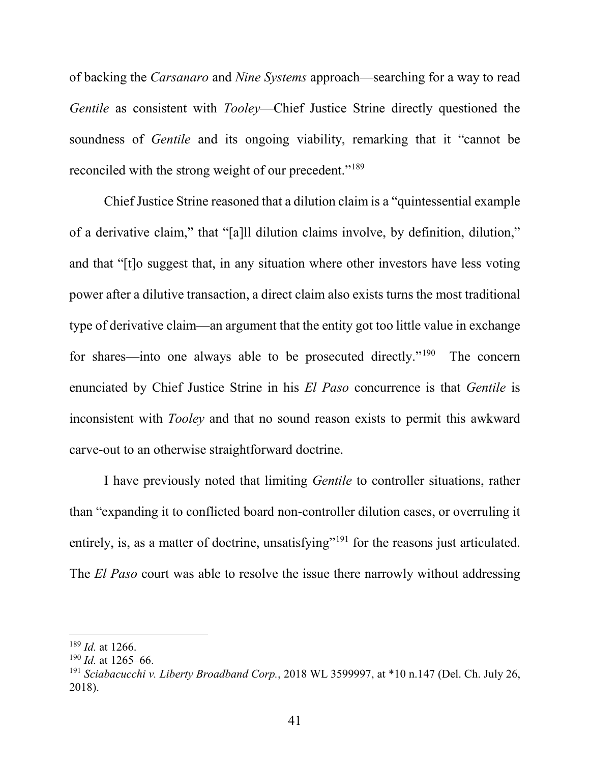of backing the *Carsanaro* and *Nine Systems* approach—searching for a way to read *Gentile* as consistent with *Tooley*—Chief Justice Strine directly questioned the soundness of *Gentile* and its ongoing viability, remarking that it "cannot be reconciled with the strong weight of our precedent."[189]

Chief Justice Strine reasoned that a dilution claim is a "quintessential example of a derivative claim," that "[a]ll dilution claims involve, by definition, dilution," and that "[t]o suggest that, in any situation where other investors have less voting power after a dilutive transaction, a direct claim also exists turns the most traditional type of derivative claim—an argument that the entity got too little value in exchange for shares—into one always able to be prosecuted directly."[190] The concern enunciated by Chief Justice Strine in his *El Paso* concurrence is that *Gentile* is inconsistent with *Tooley* and that no sound reason exists to permit this awkward carve-out to an otherwise straightforward doctrine.

I have previously noted that limiting *Gentile* to controller situations, rather than "expanding it to conflicted board non-controller dilution cases, or overruling it entirely, is, as a matter of doctrine, unsatisfying"[191] for the reasons just articulated. The *El Paso* court was able to resolve the issue there narrowly without addressing

---

[189] *Id.* at 1266.

[190] *Id.* at 1265–66.

[191] *Sciabacucchi v. Liberty Broadband Corp.*, 2018 WL 3599997, at *10 n.147 (Del. Ch. July 26, 2018).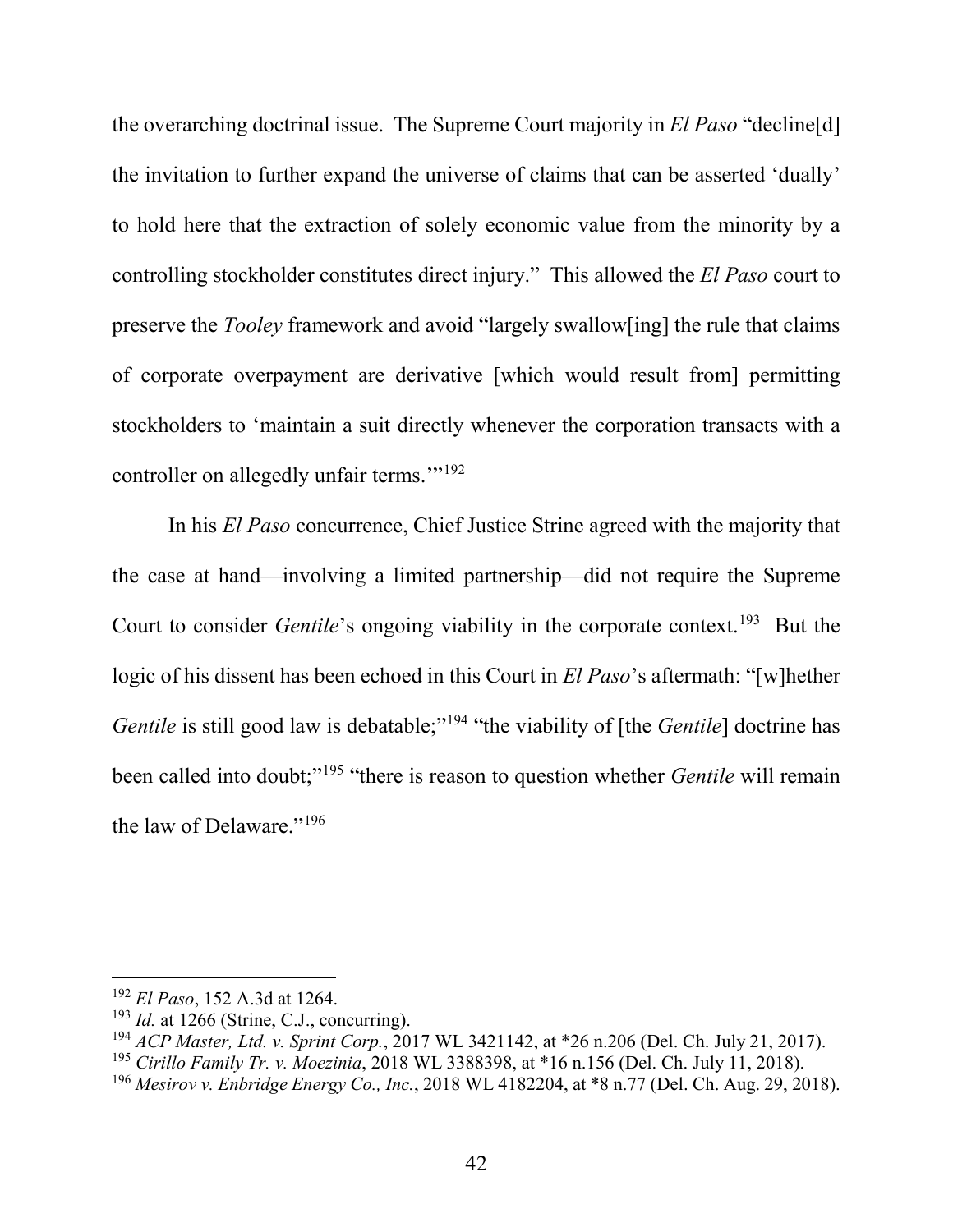the overarching doctrinal issue. The Supreme Court majority in *El Paso* "decline[d] the invitation to further expand the universe of claims that can be asserted 'dually' to hold here that the extraction of solely economic value from the minority by a controlling stockholder constitutes direct injury." This allowed the *El Paso* court to preserve the *Tooley* framework and avoid "largely swallow[ing] the rule that claims of corporate overpayment are derivative [which would result from] permitting stockholders to 'maintain a suit directly whenever the corporation transacts with a controller on allegedly unfair terms.'"[192]

In his *El Paso* concurrence, Chief Justice Strine agreed with the majority that the case at hand—involving a limited partnership—did not require the Supreme Court to consider *Gentile*'s ongoing viability in the corporate context.[193] But the logic of his dissent has been echoed in this Court in *El Paso*'s aftermath: "[w]hether *Gentile* is still good law is debatable;"[194] "the viability of [the *Gentile*] doctrine has been called into doubt;"[195] "there is reason to question whether *Gentile* will remain the law of Delaware."[196]

---

[192] *El Paso*, 152 A.3d at 1264.

[193] *Id.* at 1266 (Strine, C.J., concurring).

[194] *ACP Master, Ltd. v. Sprint Corp.*, 2017 WL 3421142, at *26 n.206 (Del. Ch. July 21, 2017).

[195] *Cirillo Family Tr. v. Moezinia*, 2018 WL 3388398, at *16 n.156 (Del. Ch. July 11, 2018).

[196] *Mesirov v. Enbridge Energy Co., Inc.*, 2018 WL 4182204, at *8 n.77 (Del. Ch. Aug. 29, 2018).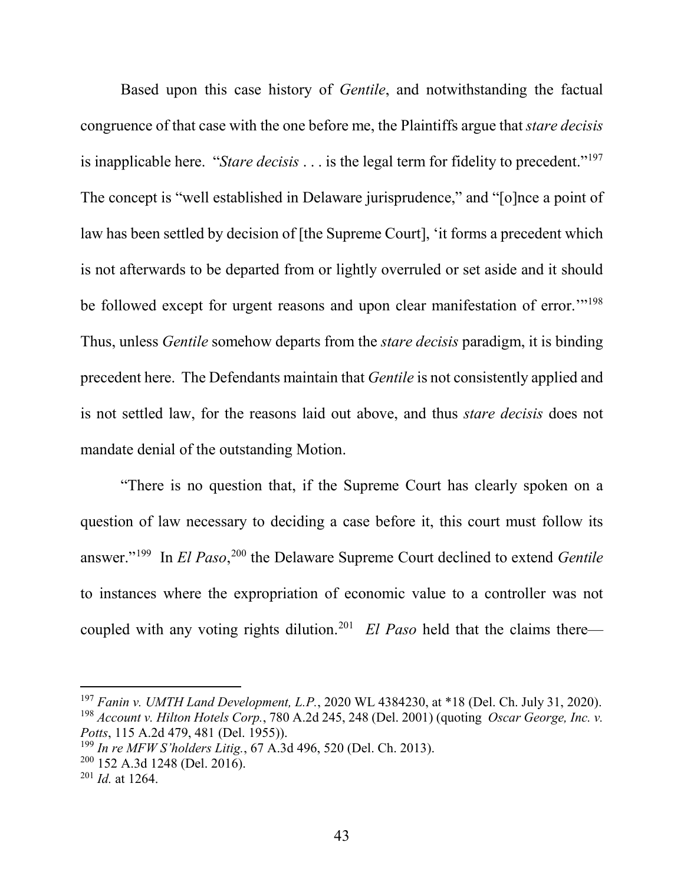Based upon this case history of *Gentile*, and notwithstanding the factual congruence of that case with the one before me, the Plaintiffs argue that *stare decisis* is inapplicable here. "*Stare decisis* . . . is the legal term for fidelity to precedent."[197] The concept is "well established in Delaware jurisprudence," and "[o]nce a point of law has been settled by decision of [the Supreme Court], 'it forms a precedent which is not afterwards to be departed from or lightly overruled or set aside and it should be followed except for urgent reasons and upon clear manifestation of error.'"[198] Thus, unless *Gentile* somehow departs from the *stare decisis* paradigm, it is binding precedent here. The Defendants maintain that *Gentile* is not consistently applied and is not settled law, for the reasons laid out above, and thus *stare decisis* does not mandate denial of the outstanding Motion.

"There is no question that, if the Supreme Court has clearly spoken on a question of law necessary to deciding a case before it, this court must follow its answer."[199] In *El Paso*,[200] the Delaware Supreme Court declined to extend *Gentile* to instances where the expropriation of economic value to a controller was not coupled with any voting rights dilution.[201] *El Paso* held that the claims there—

---

[197] *Fanin v. UMTH Land Development, L.P.*, 2020 WL 4384230, at *18 (Del. Ch. July 31, 2020).

[198] *Account v. Hilton Hotels Corp.*, 780 A.2d 245, 248 (Del. 2001) (quoting *Oscar George, Inc. v. Potts*, 115 A.2d 479, 481 (Del. 1955)).

[199] *In re MFW S'holders Litig.*, 67 A.3d 496, 520 (Del. Ch. 2013).

[200] 152 A.3d 1248 (Del. 2016).

[201] *Id.* at 1264.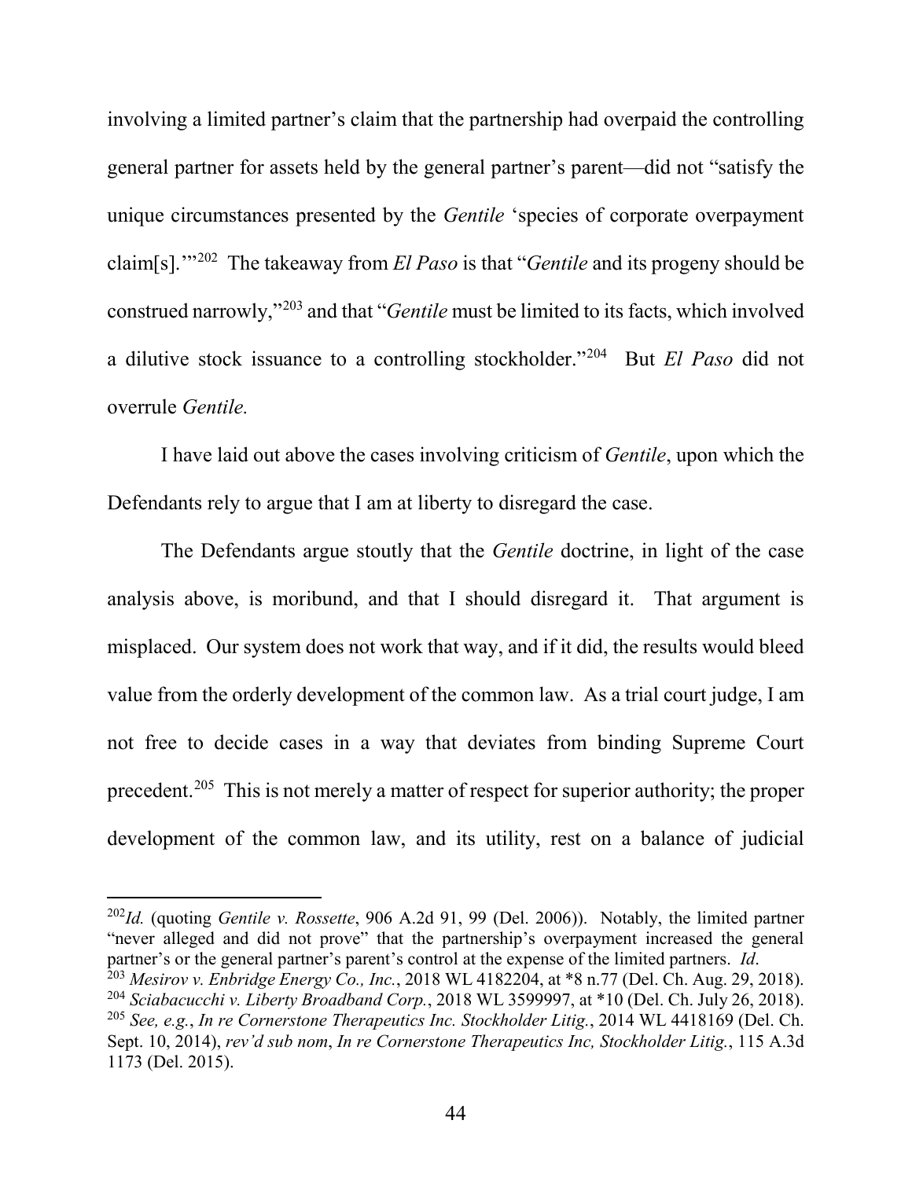involving a limited partner's claim that the partnership had overpaid the controlling general partner for assets held by the general partner's parent—did not "satisfy the unique circumstances presented by the *Gentile* 'species of corporate overpayment claim[s].'"[202] The takeaway from *El Paso* is that "*Gentile* and its progeny should be construed narrowly,"[203] and that "*Gentile* must be limited to its facts, which involved a dilutive stock issuance to a controlling stockholder."[204] But *El Paso* did not overrule *Gentile.*

I have laid out above the cases involving criticism of *Gentile*, upon which the Defendants rely to argue that I am at liberty to disregard the case.

The Defendants argue stoutly that the *Gentile* doctrine, in light of the case analysis above, is moribund, and that I should disregard it. That argument is misplaced. Our system does not work that way, and if it did, the results would bleed value from the orderly development of the common law. As a trial court judge, I am not free to decide cases in a way that deviates from binding Supreme Court precedent.[205] This is not merely a matter of respect for superior authority; the proper development of the common law, and its utility, rest on a balance of judicial

---

[202] *Id.* (quoting *Gentile v. Rossette*, 906 A.2d 91, 99 (Del. 2006)). Notably, the limited partner "never alleged and did not prove" that the partnership's overpayment increased the general partner's or the general partner's parent's control at the expense of the limited partners. *Id*.

[203] *Mesirov v. Enbridge Energy Co., Inc.*, 2018 WL 4182204, at *8 n.77 (Del. Ch. Aug. 29, 2018).

[204] *Sciabacucchi v. Liberty Broadband Corp.*, 2018 WL 3599997, at *10 (Del. Ch. July 26, 2018).

[205] *See, e.g.*, *In re Cornerstone Therapeutics Inc. Stockholder Litig.*, 2014 WL 4418169 (Del. Ch. Sept. 10, 2014), *rev'd sub nom*, *In re Cornerstone Therapeutics Inc, Stockholder Litig.*, 115 A.3d 1173 (Del. 2015).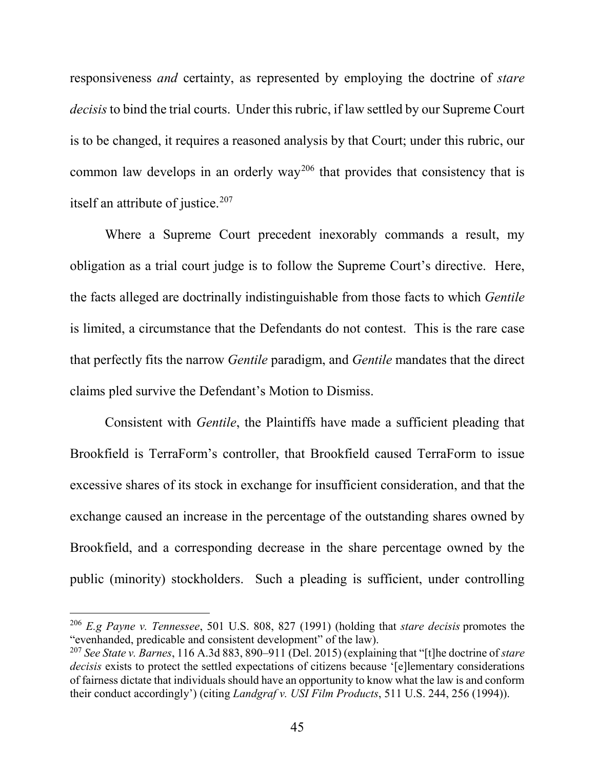responsiveness *and* certainty, as represented by employing the doctrine of *stare decisis* to bind the trial courts. Under this rubric, if law settled by our Supreme Court is to be changed, it requires a reasoned analysis by that Court; under this rubric, our common law develops in an orderly way[206] that provides that consistency that is itself an attribute of justice.[207]

Where a Supreme Court precedent inexorably commands a result, my obligation as a trial court judge is to follow the Supreme Court's directive. Here, the facts alleged are doctrinally indistinguishable from those facts to which *Gentile* is limited, a circumstance that the Defendants do not contest. This is the rare case that perfectly fits the narrow *Gentile* paradigm, and *Gentile* mandates that the direct claims pled survive the Defendant's Motion to Dismiss.

Consistent with *Gentile*, the Plaintiffs have made a sufficient pleading that Brookfield is TerraForm's controller, that Brookfield caused TerraForm to issue excessive shares of its stock in exchange for insufficient consideration, and that the exchange caused an increase in the percentage of the outstanding shares owned by Brookfield, and a corresponding decrease in the share percentage owned by the public (minority) stockholders. Such a pleading is sufficient, under controlling

---

[206] *E.g Payne v. Tennessee*, 501 U.S. 808, 827 (1991) (holding that *stare decisis* promotes the "evenhanded, predicable and consistent development" of the law).

[207] *See State v. Barnes*, 116 A.3d 883, 890–911 (Del. 2015) (explaining that "[t]he doctrine of *stare decisis* exists to protect the settled expectations of citizens because '[e]lementary considerations of fairness dictate that individuals should have an opportunity to know what the law is and conform their conduct accordingly') (citing *Landgraf v. USI Film Products*, 511 U.S. 244, 256 (1994)).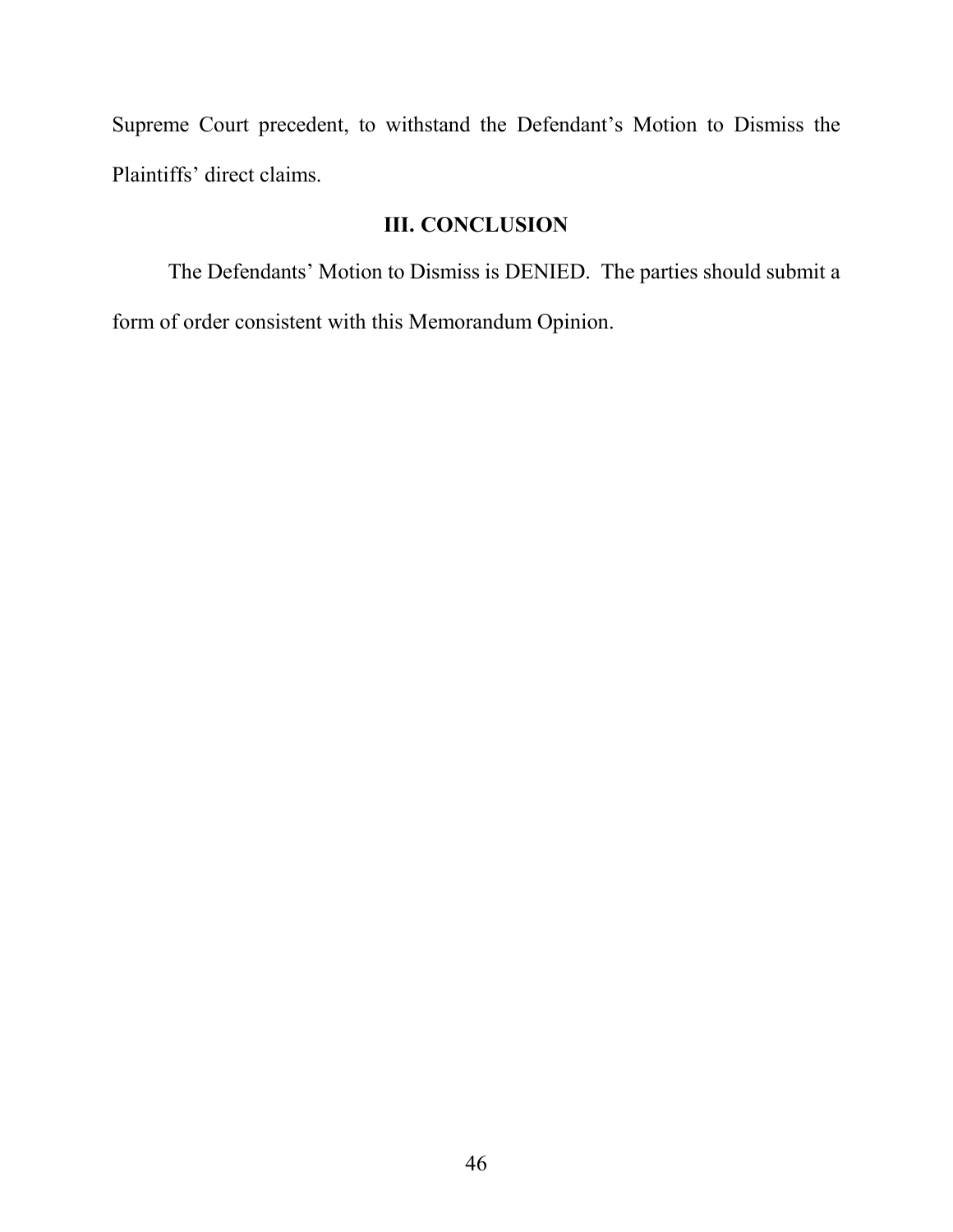Supreme Court precedent, to withstand the Defendant's Motion to Dismiss the Plaintiffs' direct claims.

## III. CONCLUSION

The Defendants' Motion to Dismiss is DENIED. The parties should submit a form of order consistent with this Memorandum Opinion.